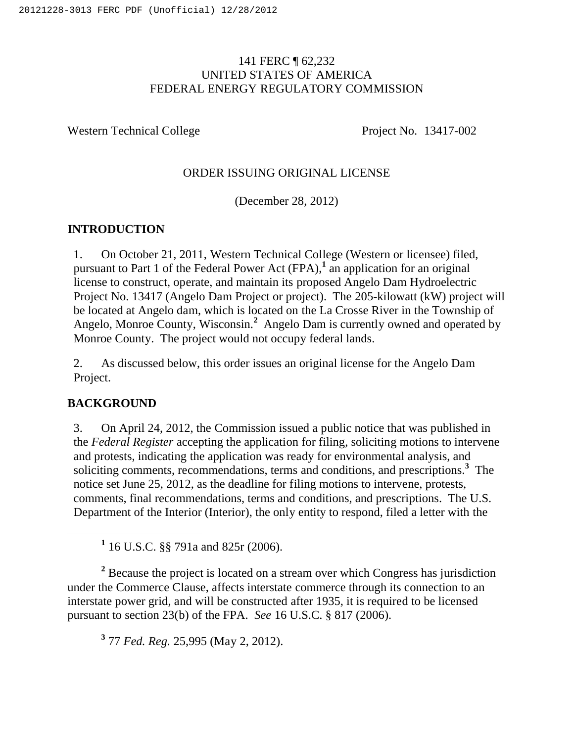141 FERC ¶ 62,232
UNITED STATES OF AMERICA
FEDERAL ENERGY REGULATORY COMMISSION

Western Technical College Project No. 13417-002

ORDER ISSUING ORIGINAL LICENSE

(December 28, 2012)

## INTRODUCTION

1. On October 21, 2011, Western Technical College (Western or licensee) filed, pursuant to Part 1 of the Federal Power Act (FPA),[1] an application for an original license to construct, operate, and maintain its proposed Angelo Dam Hydroelectric Project No. 13417 (Angelo Dam Project or project). The 205-kilowatt (kW) project will be located at Angelo dam, which is located on the La Crosse River in the Township of Angelo, Monroe County, Wisconsin.[2] Angelo Dam is currently owned and operated by Monroe County. The project would not occupy federal lands.

2. As discussed below, this order issues an original license for the Angelo Dam Project.

## BACKGROUND

3. On April 24, 2012, the Commission issued a public notice that was published in the *Federal Register* accepting the application for filing, soliciting motions to intervene and protests, indicating the application was ready for environmental analysis, and soliciting comments, recommendations, terms and conditions, and prescriptions.[3] The notice set June 25, 2012, as the deadline for filing motions to intervene, protests, comments, final recommendations, terms and conditions, and prescriptions. The U.S. Department of the Interior (Interior), the only entity to respond, filed a letter with the

[1] 16 U.S.C. §§ 791a and 825r (2006).

[2] Because the project is located on a stream over which Congress has jurisdiction under the Commerce Clause, affects interstate commerce through its connection to an interstate power grid, and will be constructed after 1935, it is required to be licensed pursuant to section 23(b) of the FPA. *See* 16 U.S.C. § 817 (2006).

[3] 77 *Fed. Reg.* 25,995 (May 2, 2012).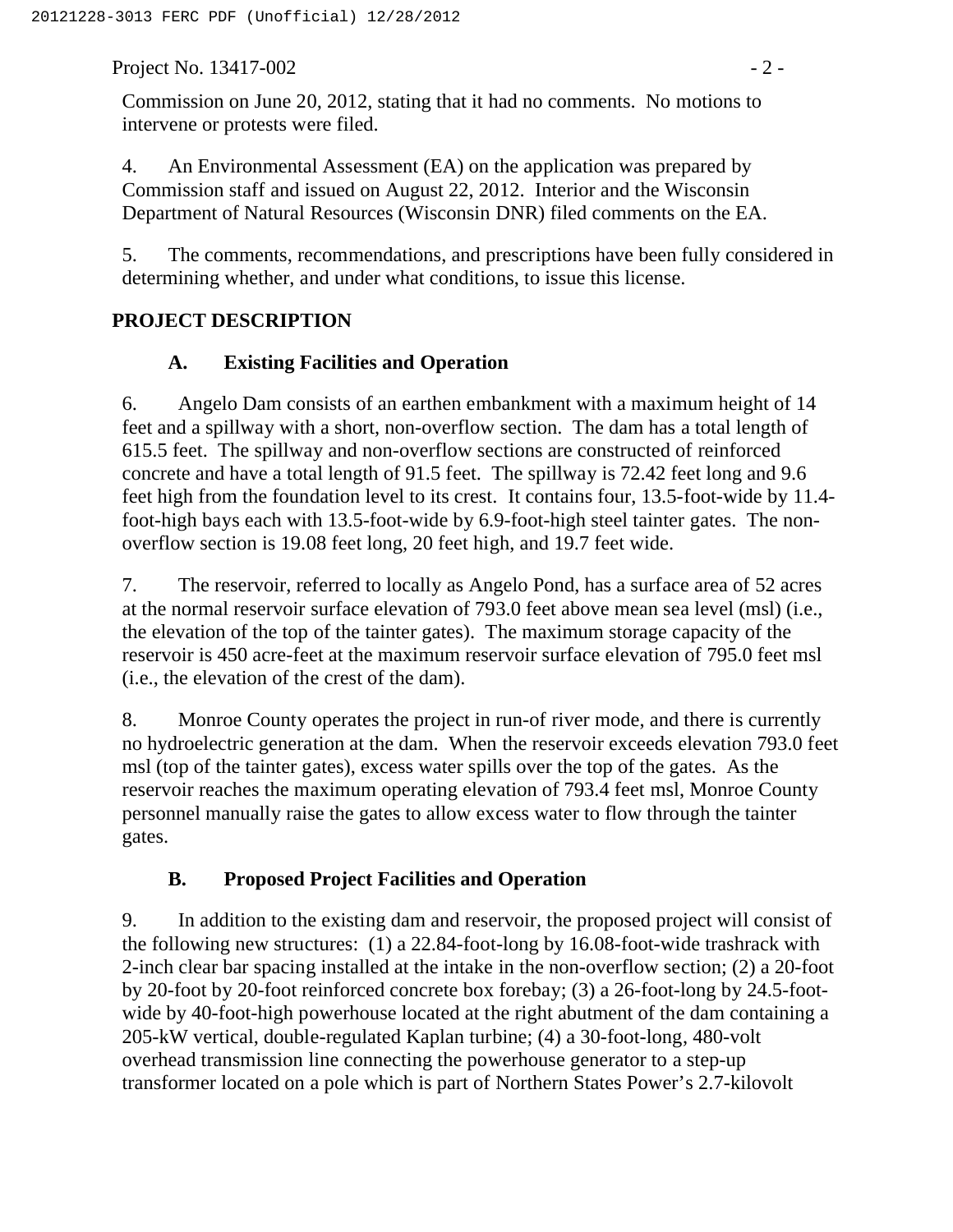Commission on June 20, 2012, stating that it had no comments. No motions to intervene or protests were filed.

4. An Environmental Assessment (EA) on the application was prepared by Commission staff and issued on August 22, 2012. Interior and the Wisconsin Department of Natural Resources (Wisconsin DNR) filed comments on the EA.

5. The comments, recommendations, and prescriptions have been fully considered in determining whether, and under what conditions, to issue this license.

## PROJECT DESCRIPTION

### A. Existing Facilities and Operation

6. Angelo Dam consists of an earthen embankment with a maximum height of 14 feet and a spillway with a short, non-overflow section. The dam has a total length of 615.5 feet. The spillway and non-overflow sections are constructed of reinforced concrete and have a total length of 91.5 feet. The spillway is 72.42 feet long and 9.6 feet high from the foundation level to its crest. It contains four, 13.5-foot-wide by 11.4-foot-high bays each with 13.5-foot-wide by 6.9-foot-high steel tainter gates. The non-overflow section is 19.08 feet long, 20 feet high, and 19.7 feet wide.

7. The reservoir, referred to locally as Angelo Pond, has a surface area of 52 acres at the normal reservoir surface elevation of 793.0 feet above mean sea level (msl) (i.e., the elevation of the top of the tainter gates). The maximum storage capacity of the reservoir is 450 acre-feet at the maximum reservoir surface elevation of 795.0 feet msl (i.e., the elevation of the crest of the dam).

8. Monroe County operates the project in run-of river mode, and there is currently no hydroelectric generation at the dam. When the reservoir exceeds elevation 793.0 feet msl (top of the tainter gates), excess water spills over the top of the gates. As the reservoir reaches the maximum operating elevation of 793.4 feet msl, Monroe County personnel manually raise the gates to allow excess water to flow through the tainter gates.

### B. Proposed Project Facilities and Operation

9. In addition to the existing dam and reservoir, the proposed project will consist of the following new structures: (1) a 22.84-foot-long by 16.08-foot-wide trashrack with 2-inch clear bar spacing installed at the intake in the non-overflow section; (2) a 20-foot by 20-foot by 20-foot reinforced concrete box forebay; (3) a 26-foot-long by 24.5-foot-wide by 40-foot-high powerhouse located at the right abutment of the dam containing a 205-kW vertical, double-regulated Kaplan turbine; (4) a 30-foot-long, 480-volt overhead transmission line connecting the powerhouse generator to a step-up transformer located on a pole which is part of Northern States Power's 2.7-kilovolt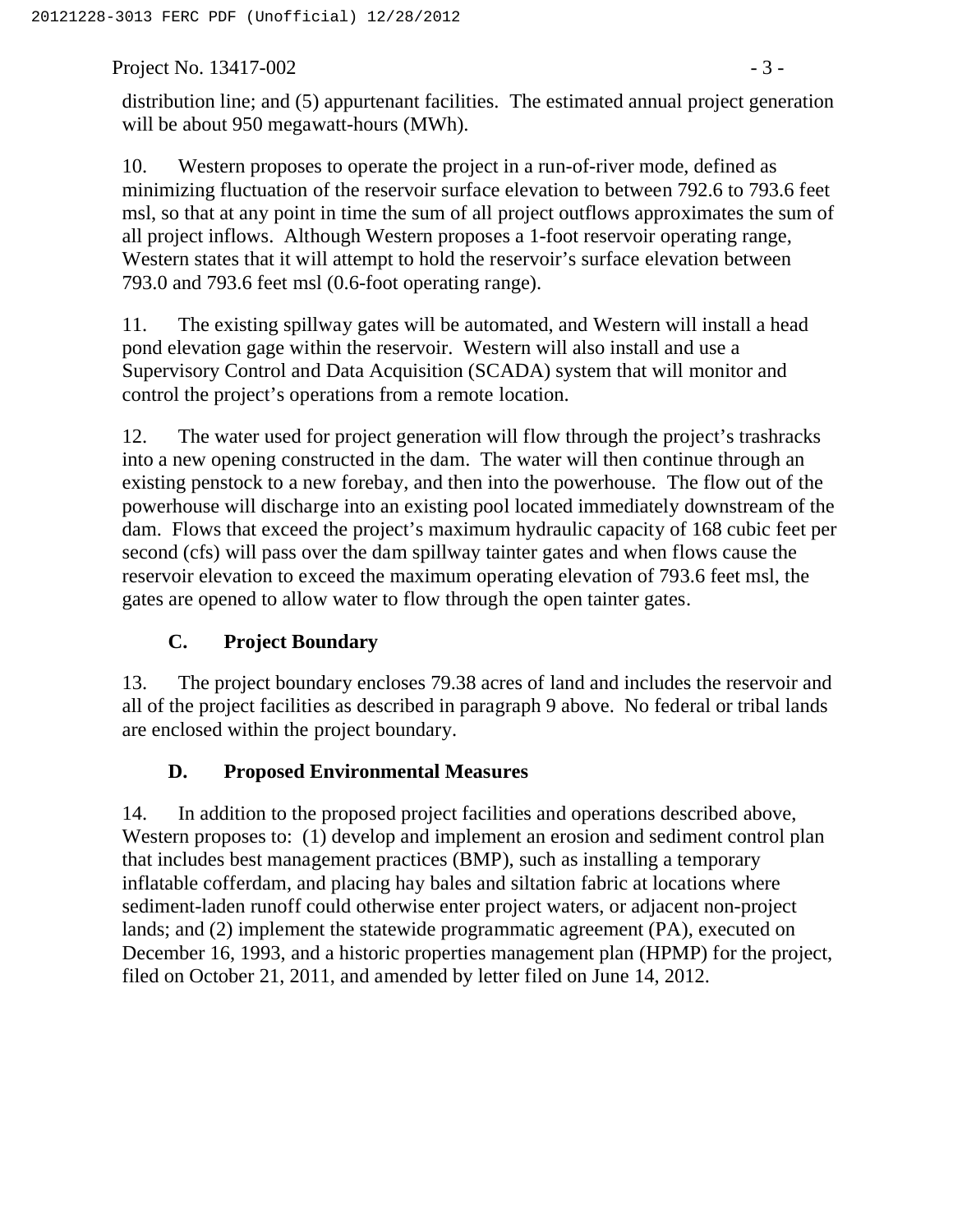distribution line; and (5) appurtenant facilities. The estimated annual project generation will be about 950 megawatt-hours (MWh).

10. Western proposes to operate the project in a run-of-river mode, defined as minimizing fluctuation of the reservoir surface elevation to between 792.6 to 793.6 feet msl, so that at any point in time the sum of all project outflows approximates the sum of all project inflows. Although Western proposes a 1-foot reservoir operating range, Western states that it will attempt to hold the reservoir's surface elevation between 793.0 and 793.6 feet msl (0.6-foot operating range).

11. The existing spillway gates will be automated, and Western will install a head pond elevation gage within the reservoir. Western will also install and use a Supervisory Control and Data Acquisition (SCADA) system that will monitor and control the project's operations from a remote location.

12. The water used for project generation will flow through the project's trashracks into a new opening constructed in the dam. The water will then continue through an existing penstock to a new forebay, and then into the powerhouse. The flow out of the powerhouse will discharge into an existing pool located immediately downstream of the dam. Flows that exceed the project's maximum hydraulic capacity of 168 cubic feet per second (cfs) will pass over the dam spillway tainter gates and when flows cause the reservoir elevation to exceed the maximum operating elevation of 793.6 feet msl, the gates are opened to allow water to flow through the open tainter gates.

### C. Project Boundary

13. The project boundary encloses 79.38 acres of land and includes the reservoir and all of the project facilities as described in paragraph 9 above. No federal or tribal lands are enclosed within the project boundary.

### D. Proposed Environmental Measures

14. In addition to the proposed project facilities and operations described above, Western proposes to: (1) develop and implement an erosion and sediment control plan that includes best management practices (BMP), such as installing a temporary inflatable cofferdam, and placing hay bales and siltation fabric at locations where sediment-laden runoff could otherwise enter project waters, or adjacent non-project lands; and (2) implement the statewide programmatic agreement (PA), executed on December 16, 1993, and a historic properties management plan (HPMP) for the project, filed on October 21, 2011, and amended by letter filed on June 14, 2012.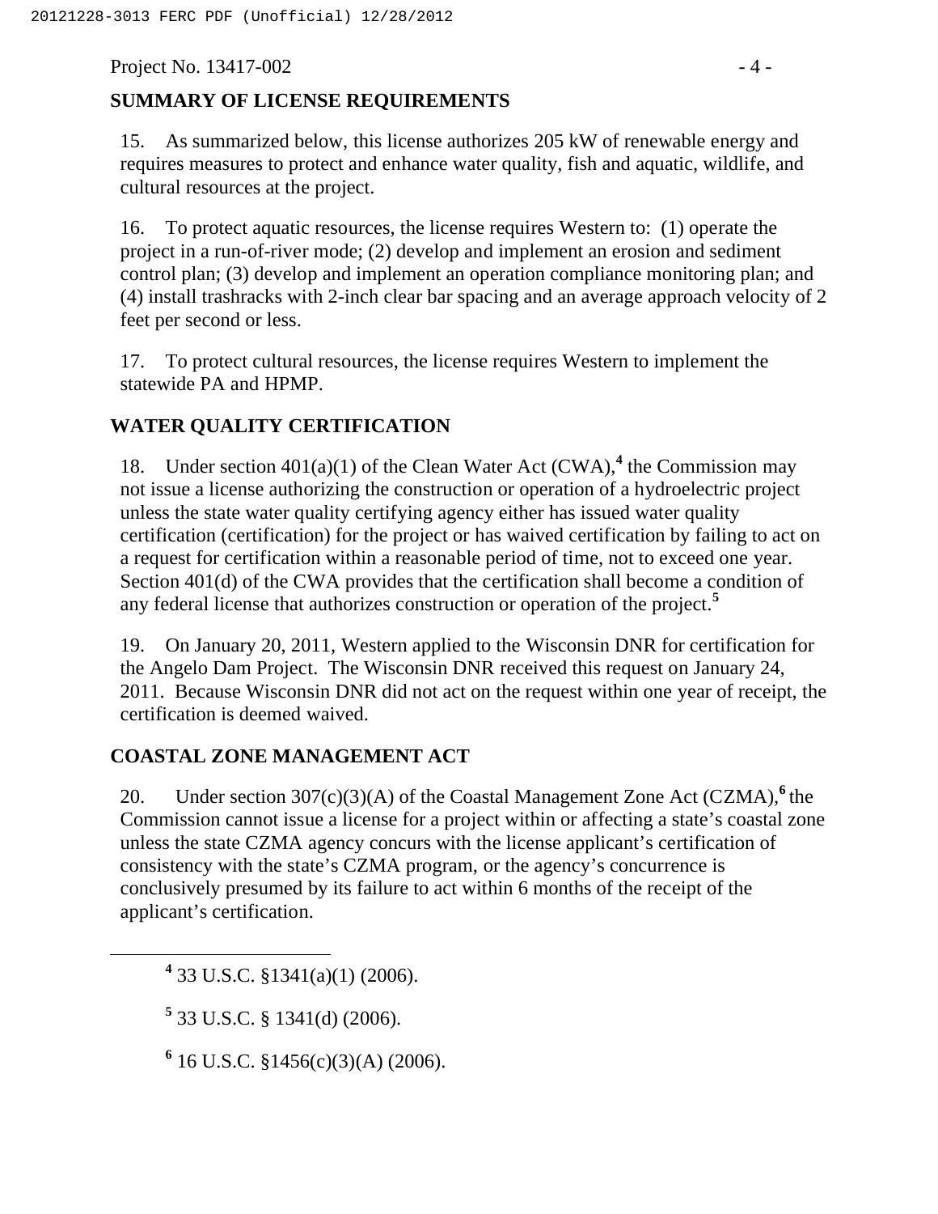## SUMMARY OF LICENSE REQUIREMENTS

15. As summarized below, this license authorizes 205 kW of renewable energy and requires measures to protect and enhance water quality, fish and aquatic, wildlife, and cultural resources at the project.

16. To protect aquatic resources, the license requires Western to: (1) operate the project in a run-of-river mode; (2) develop and implement an erosion and sediment control plan; (3) develop and implement an operation compliance monitoring plan; and (4) install trashracks with 2-inch clear bar spacing and an average approach velocity of 2 feet per second or less.

17. To protect cultural resources, the license requires Western to implement the statewide PA and HPMP.

## WATER QUALITY CERTIFICATION

18. Under section 401(a)(1) of the Clean Water Act (CWA),[4] the Commission may not issue a license authorizing the construction or operation of a hydroelectric project unless the state water quality certifying agency either has issued water quality certification (certification) for the project or has waived certification by failing to act on a request for certification within a reasonable period of time, not to exceed one year. Section 401(d) of the CWA provides that the certification shall become a condition of any federal license that authorizes construction or operation of the project.[5]

19. On January 20, 2011, Western applied to the Wisconsin DNR for certification for the Angelo Dam Project. The Wisconsin DNR received this request on January 24, 2011. Because Wisconsin DNR did not act on the request within one year of receipt, the certification is deemed waived.

## COASTAL ZONE MANAGEMENT ACT

20. Under section 307(c)(3)(A) of the Coastal Management Zone Act (CZMA),[6] the Commission cannot issue a license for a project within or affecting a state's coastal zone unless the state CZMA agency concurs with the license applicant's certification of consistency with the state's CZMA program, or the agency's concurrence is conclusively presumed by its failure to act within 6 months of the receipt of the applicant's certification.

---

[4] 33 U.S.C. §1341(a)(1) (2006).

[5] 33 U.S.C. § 1341(d) (2006).

[6] 16 U.S.C. §1456(c)(3)(A) (2006).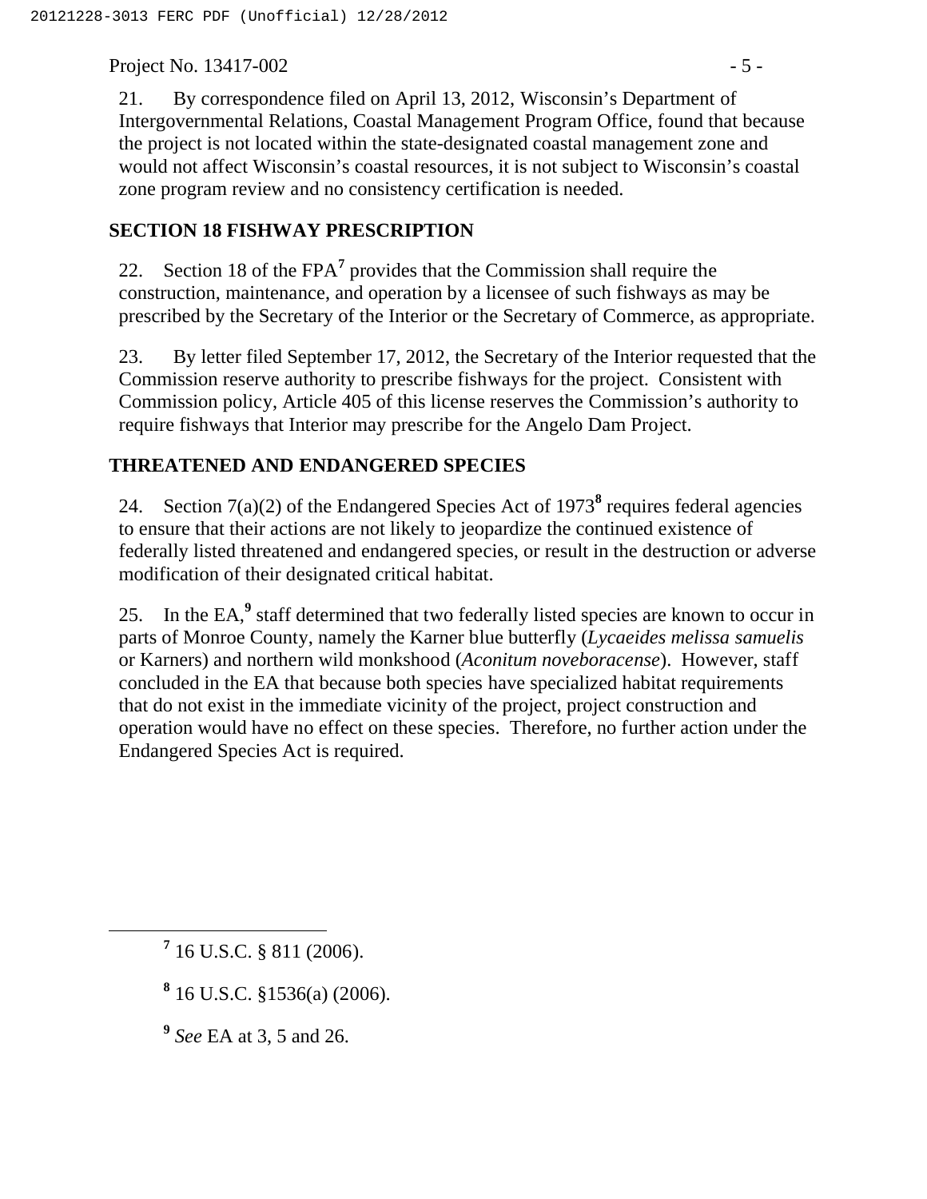21. By correspondence filed on April 13, 2012, Wisconsin's Department of Intergovernmental Relations, Coastal Management Program Office, found that because the project is not located within the state-designated coastal management zone and would not affect Wisconsin's coastal resources, it is not subject to Wisconsin's coastal zone program review and no consistency certification is needed.

## SECTION 18 FISHWAY PRESCRIPTION

22. Section 18 of the FPA[7] provides that the Commission shall require the construction, maintenance, and operation by a licensee of such fishways as may be prescribed by the Secretary of the Interior or the Secretary of Commerce, as appropriate.

23. By letter filed September 17, 2012, the Secretary of the Interior requested that the Commission reserve authority to prescribe fishways for the project. Consistent with Commission policy, Article 405 of this license reserves the Commission's authority to require fishways that Interior may prescribe for the Angelo Dam Project.

## THREATENED AND ENDANGERED SPECIES

24. Section 7(a)(2) of the Endangered Species Act of 1973[8] requires federal agencies to ensure that their actions are not likely to jeopardize the continued existence of federally listed threatened and endangered species, or result in the destruction or adverse modification of their designated critical habitat.

25. In the EA,[9] staff determined that two federally listed species are known to occur in parts of Monroe County, namely the Karner blue butterfly (*Lycaeides melissa samuelis* or Karners) and northern wild monkshood (*Aconitum noveboracense*). However, staff concluded in the EA that because both species have specialized habitat requirements that do not exist in the immediate vicinity of the project, project construction and operation would have no effect on these species. Therefore, no further action under the Endangered Species Act is required.

---

[7] 16 U.S.C. § 811 (2006).

[8] 16 U.S.C. §1536(a) (2006).

[9] *See* EA at 3, 5 and 26.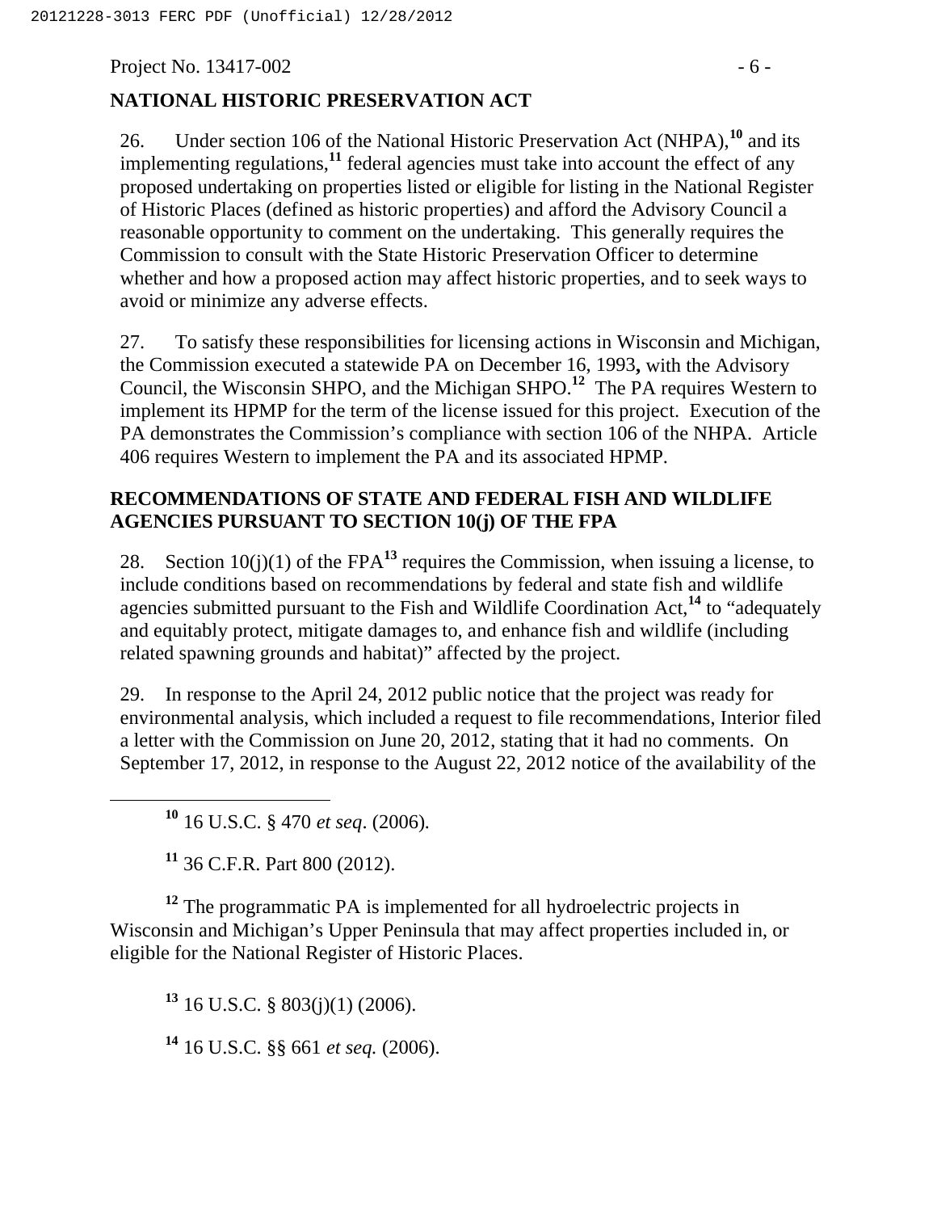## NATIONAL HISTORIC PRESERVATION ACT

26. Under section 106 of the National Historic Preservation Act (NHPA),[10] and its implementing regulations,[11] federal agencies must take into account the effect of any proposed undertaking on properties listed or eligible for listing in the National Register of Historic Places (defined as historic properties) and afford the Advisory Council a reasonable opportunity to comment on the undertaking. This generally requires the Commission to consult with the State Historic Preservation Officer to determine whether and how a proposed action may affect historic properties, and to seek ways to avoid or minimize any adverse effects.

27. To satisfy these responsibilities for licensing actions in Wisconsin and Michigan, the Commission executed a statewide PA on December 16, 1993**,** with the Advisory Council, the Wisconsin SHPO, and the Michigan SHPO.[12] The PA requires Western to implement its HPMP for the term of the license issued for this project. Execution of the PA demonstrates the Commission's compliance with section 106 of the NHPA. Article 406 requires Western to implement the PA and its associated HPMP.

## RECOMMENDATIONS OF STATE AND FEDERAL FISH AND WILDLIFE AGENCIES PURSUANT TO SECTION 10(j) OF THE FPA

28. Section 10(j)(1) of the FPA[13] requires the Commission, when issuing a license, to include conditions based on recommendations by federal and state fish and wildlife agencies submitted pursuant to the Fish and Wildlife Coordination Act,[14] to "adequately and equitably protect, mitigate damages to, and enhance fish and wildlife (including related spawning grounds and habitat)" affected by the project.

29. In response to the April 24, 2012 public notice that the project was ready for environmental analysis, which included a request to file recommendations, Interior filed a letter with the Commission on June 20, 2012, stating that it had no comments. On September 17, 2012, in response to the August 22, 2012 notice of the availability of the

---

[10] 16 U.S.C. § 470 *et seq*. (2006).

[11] 36 C.F.R. Part 800 (2012).

[12] The programmatic PA is implemented for all hydroelectric projects in Wisconsin and Michigan's Upper Peninsula that may affect properties included in, or eligible for the National Register of Historic Places.

[13] 16 U.S.C. § 803(j)(1) (2006).

[14] 16 U.S.C. §§ 661 *et seq.* (2006).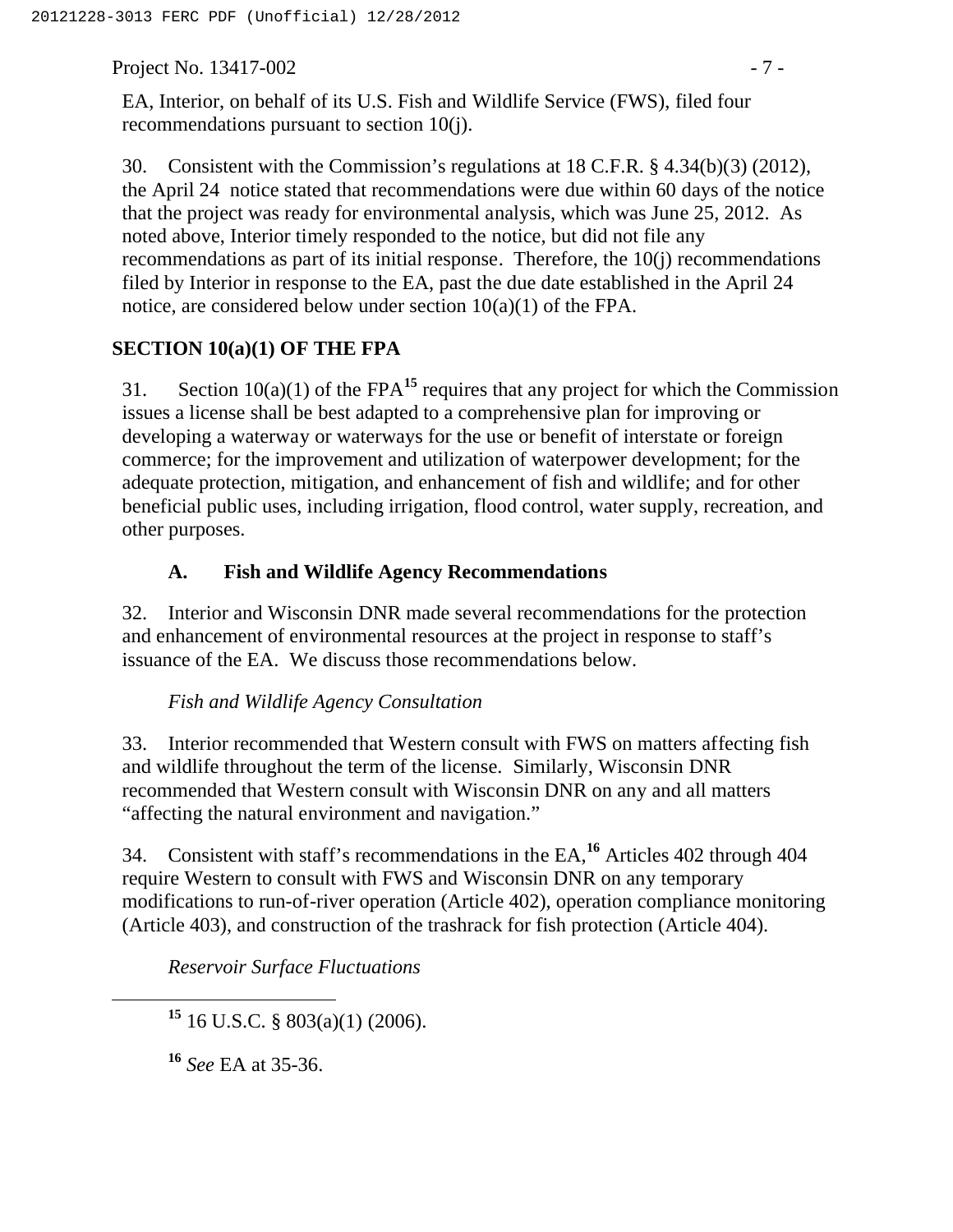EA, Interior, on behalf of its U.S. Fish and Wildlife Service (FWS), filed four recommendations pursuant to section 10(j).

30. Consistent with the Commission's regulations at 18 C.F.R. § 4.34(b)(3) (2012), the April 24 notice stated that recommendations were due within 60 days of the notice that the project was ready for environmental analysis, which was June 25, 2012. As noted above, Interior timely responded to the notice, but did not file any recommendations as part of its initial response. Therefore, the 10(j) recommendations filed by Interior in response to the EA, past the due date established in the April 24 notice, are considered below under section 10(a)(1) of the FPA.

## SECTION 10(a)(1) OF THE FPA

31. Section 10(a)(1) of the FPA[15] requires that any project for which the Commission issues a license shall be best adapted to a comprehensive plan for improving or developing a waterway or waterways for the use or benefit of interstate or foreign commerce; for the improvement and utilization of waterpower development; for the adequate protection, mitigation, and enhancement of fish and wildlife; and for other beneficial public uses, including irrigation, flood control, water supply, recreation, and other purposes.

### A. Fish and Wildlife Agency Recommendations

32. Interior and Wisconsin DNR made several recommendations for the protection and enhancement of environmental resources at the project in response to staff's issuance of the EA. We discuss those recommendations below.

*Fish and Wildlife Agency Consultation*

33. Interior recommended that Western consult with FWS on matters affecting fish and wildlife throughout the term of the license. Similarly, Wisconsin DNR recommended that Western consult with Wisconsin DNR on any and all matters "affecting the natural environment and navigation."

34. Consistent with staff's recommendations in the EA,[16] Articles 402 through 404 require Western to consult with FWS and Wisconsin DNR on any temporary modifications to run-of-river operation (Article 402), operation compliance monitoring (Article 403), and construction of the trashrack for fish protection (Article 404).

*Reservoir Surface Fluctuations*

---

[15] 16 U.S.C. § 803(a)(1) (2006).

[16] *See* EA at 35-36.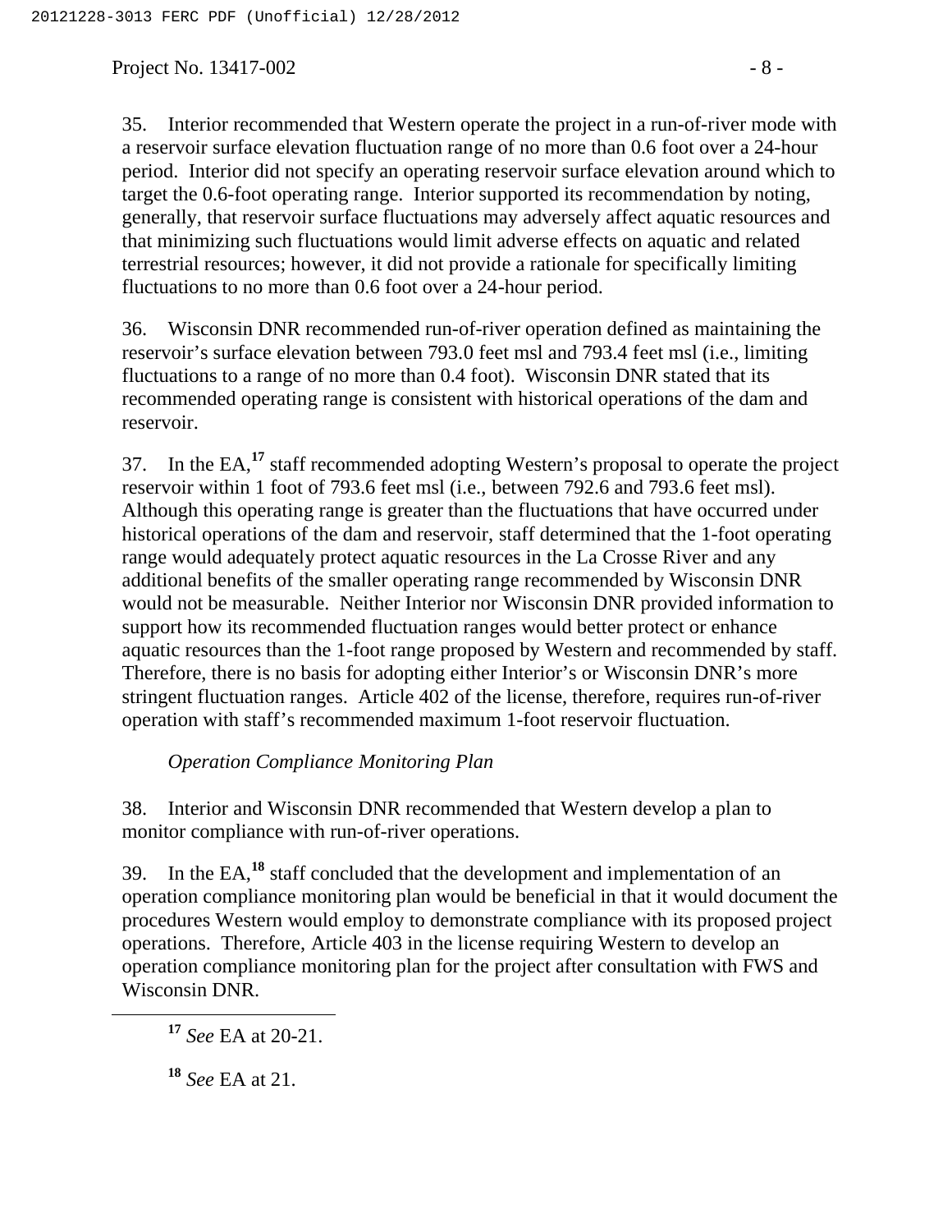35. Interior recommended that Western operate the project in a run-of-river mode with a reservoir surface elevation fluctuation range of no more than 0.6 foot over a 24-hour period. Interior did not specify an operating reservoir surface elevation around which to target the 0.6-foot operating range. Interior supported its recommendation by noting, generally, that reservoir surface fluctuations may adversely affect aquatic resources and that minimizing such fluctuations would limit adverse effects on aquatic and related terrestrial resources; however, it did not provide a rationale for specifically limiting fluctuations to no more than 0.6 foot over a 24-hour period.

36. Wisconsin DNR recommended run-of-river operation defined as maintaining the reservoir's surface elevation between 793.0 feet msl and 793.4 feet msl (i.e., limiting fluctuations to a range of no more than 0.4 foot). Wisconsin DNR stated that its recommended operating range is consistent with historical operations of the dam and reservoir.

37. In the EA,[17] staff recommended adopting Western's proposal to operate the project reservoir within 1 foot of 793.6 feet msl (i.e., between 792.6 and 793.6 feet msl). Although this operating range is greater than the fluctuations that have occurred under historical operations of the dam and reservoir, staff determined that the 1-foot operating range would adequately protect aquatic resources in the La Crosse River and any additional benefits of the smaller operating range recommended by Wisconsin DNR would not be measurable. Neither Interior nor Wisconsin DNR provided information to support how its recommended fluctuation ranges would better protect or enhance aquatic resources than the 1-foot range proposed by Western and recommended by staff. Therefore, there is no basis for adopting either Interior's or Wisconsin DNR's more stringent fluctuation ranges. Article 402 of the license, therefore, requires run-of-river operation with staff's recommended maximum 1-foot reservoir fluctuation.

*Operation Compliance Monitoring Plan*

38. Interior and Wisconsin DNR recommended that Western develop a plan to monitor compliance with run-of-river operations.

39. In the EA,[18] staff concluded that the development and implementation of an operation compliance monitoring plan would be beneficial in that it would document the procedures Western would employ to demonstrate compliance with its proposed project operations. Therefore, Article 403 in the license requiring Western to develop an operation compliance monitoring plan for the project after consultation with FWS and Wisconsin DNR.

---

[17] *See* EA at 20-21.

[18] *See* EA at 21.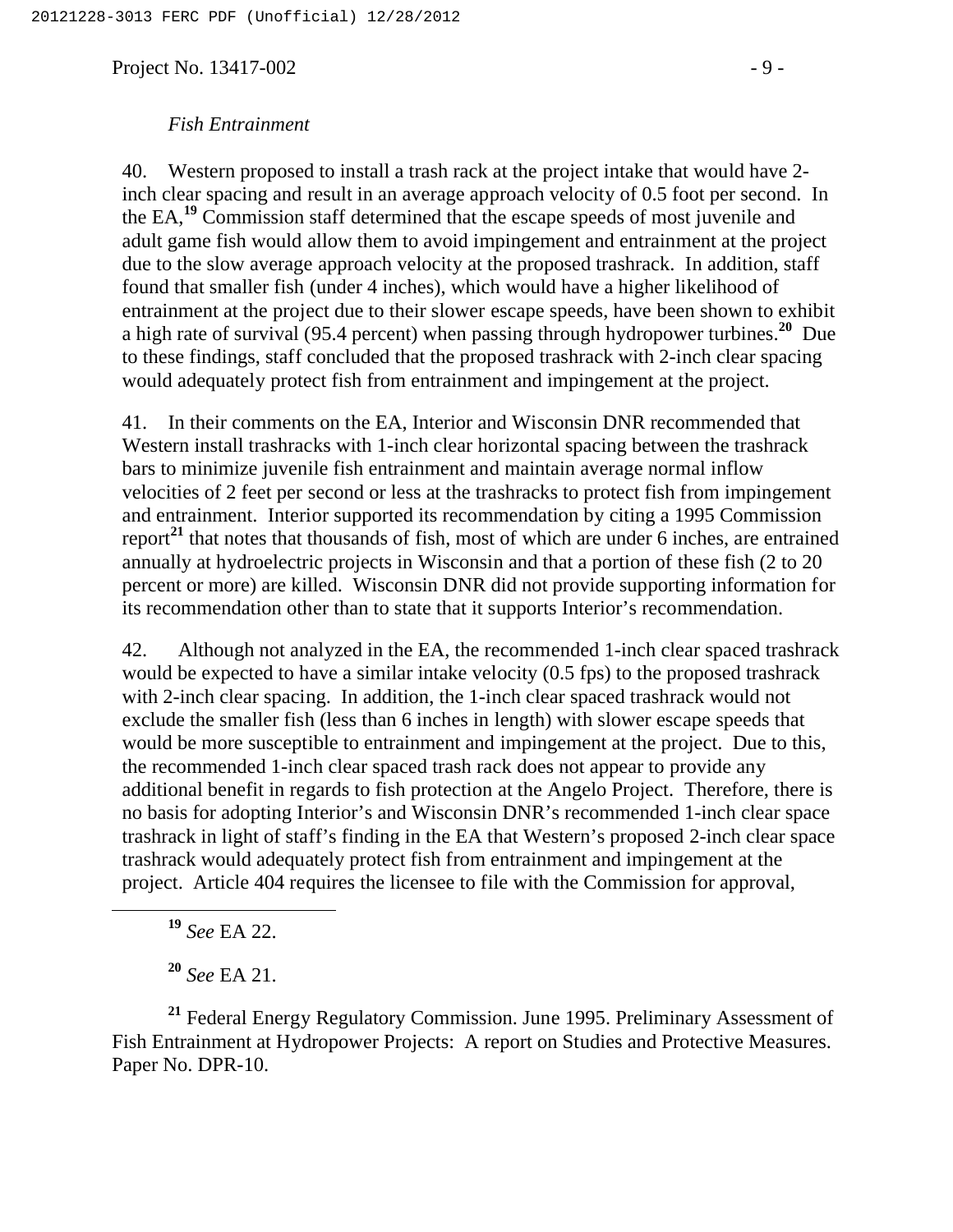*Fish Entrainment*

40. Western proposed to install a trash rack at the project intake that would have 2-inch clear spacing and result in an average approach velocity of 0.5 foot per second. In the EA,[19] Commission staff determined that the escape speeds of most juvenile and adult game fish would allow them to avoid impingement and entrainment at the project due to the slow average approach velocity at the proposed trashrack. In addition, staff found that smaller fish (under 4 inches), which would have a higher likelihood of entrainment at the project due to their slower escape speeds, have been shown to exhibit a high rate of survival (95.4 percent) when passing through hydropower turbines.[20] Due to these findings, staff concluded that the proposed trashrack with 2-inch clear spacing would adequately protect fish from entrainment and impingement at the project.

41. In their comments on the EA, Interior and Wisconsin DNR recommended that Western install trashracks with 1-inch clear horizontal spacing between the trashrack bars to minimize juvenile fish entrainment and maintain average normal inflow velocities of 2 feet per second or less at the trashracks to protect fish from impingement and entrainment. Interior supported its recommendation by citing a 1995 Commission report[21] that notes that thousands of fish, most of which are under 6 inches, are entrained annually at hydroelectric projects in Wisconsin and that a portion of these fish (2 to 20 percent or more) are killed. Wisconsin DNR did not provide supporting information for its recommendation other than to state that it supports Interior's recommendation.

42. Although not analyzed in the EA, the recommended 1-inch clear spaced trashrack would be expected to have a similar intake velocity (0.5 fps) to the proposed trashrack with 2-inch clear spacing. In addition, the 1-inch clear spaced trashrack would not exclude the smaller fish (less than 6 inches in length) with slower escape speeds that would be more susceptible to entrainment and impingement at the project. Due to this, the recommended 1-inch clear spaced trash rack does not appear to provide any additional benefit in regards to fish protection at the Angelo Project. Therefore, there is no basis for adopting Interior's and Wisconsin DNR's recommended 1-inch clear space trashrack in light of staff's finding in the EA that Western's proposed 2-inch clear space trashrack would adequately protect fish from entrainment and impingement at the project. Article 404 requires the licensee to file with the Commission for approval,

---

[19] *See* EA 22.

[20] *See* EA 21.

[21] Federal Energy Regulatory Commission. June 1995. Preliminary Assessment of Fish Entrainment at Hydropower Projects: A report on Studies and Protective Measures. Paper No. DPR-10.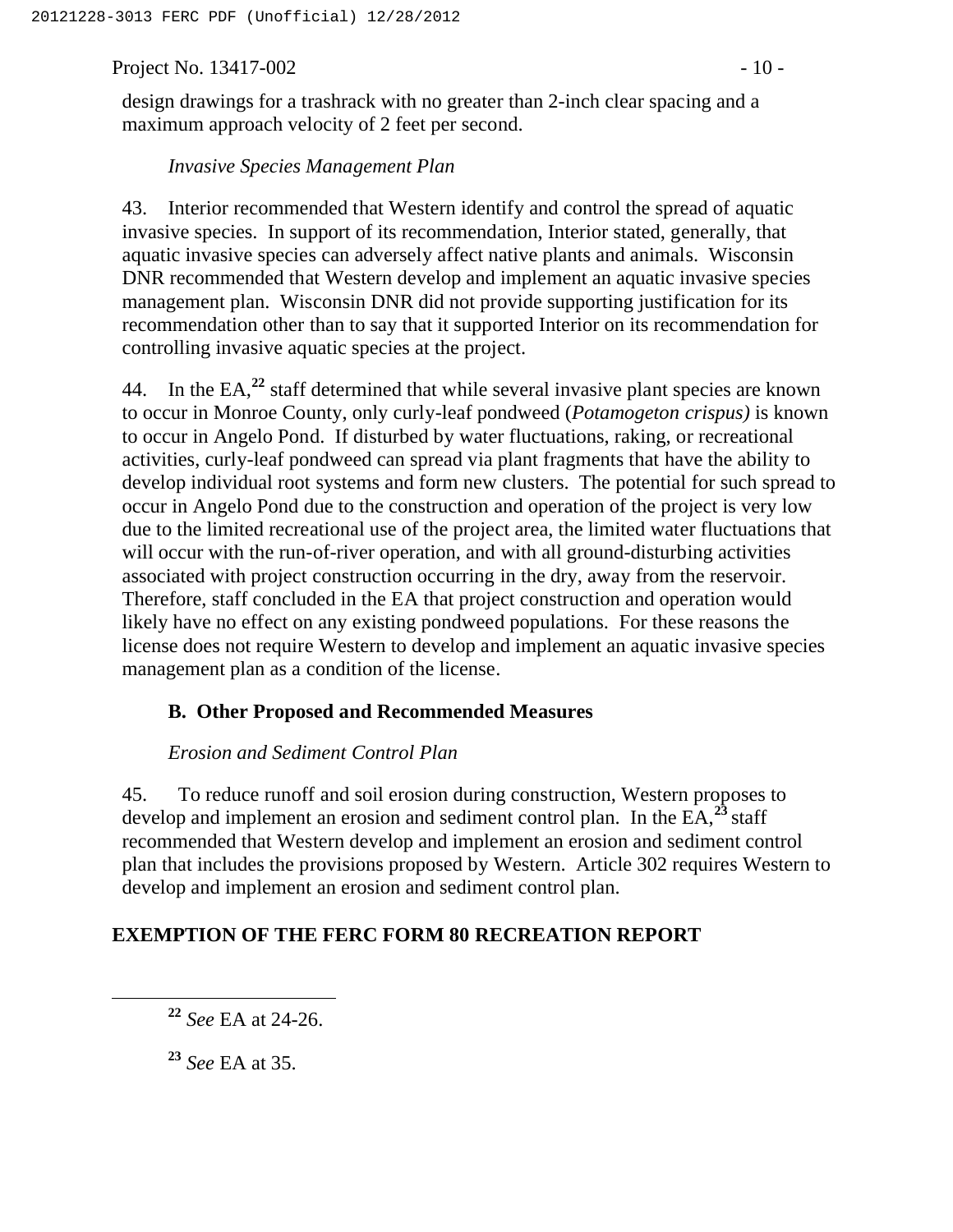design drawings for a trashrack with no greater than 2-inch clear spacing and a maximum approach velocity of 2 feet per second.

*Invasive Species Management Plan*

43. Interior recommended that Western identify and control the spread of aquatic invasive species. In support of its recommendation, Interior stated, generally, that aquatic invasive species can adversely affect native plants and animals. Wisconsin DNR recommended that Western develop and implement an aquatic invasive species management plan. Wisconsin DNR did not provide supporting justification for its recommendation other than to say that it supported Interior on its recommendation for controlling invasive aquatic species at the project.

44. In the EA,[22] staff determined that while several invasive plant species are known to occur in Monroe County, only curly-leaf pondweed (*Potamogeton crispus)* is known to occur in Angelo Pond. If disturbed by water fluctuations, raking, or recreational activities, curly-leaf pondweed can spread via plant fragments that have the ability to develop individual root systems and form new clusters. The potential for such spread to occur in Angelo Pond due to the construction and operation of the project is very low due to the limited recreational use of the project area, the limited water fluctuations that will occur with the run-of-river operation, and with all ground-disturbing activities associated with project construction occurring in the dry, away from the reservoir. Therefore, staff concluded in the EA that project construction and operation would likely have no effect on any existing pondweed populations. For these reasons the license does not require Western to develop and implement an aquatic invasive species management plan as a condition of the license.

### B. Other Proposed and Recommended Measures

*Erosion and Sediment Control Plan*

45. To reduce runoff and soil erosion during construction, Western proposes to develop and implement an erosion and sediment control plan. In the EA,[23] staff recommended that Western develop and implement an erosion and sediment control plan that includes the provisions proposed by Western. Article 302 requires Western to develop and implement an erosion and sediment control plan.

## EXEMPTION OF THE FERC FORM 80 RECREATION REPORT

---

[22] *See* EA at 24-26.

[23] *See* EA at 35.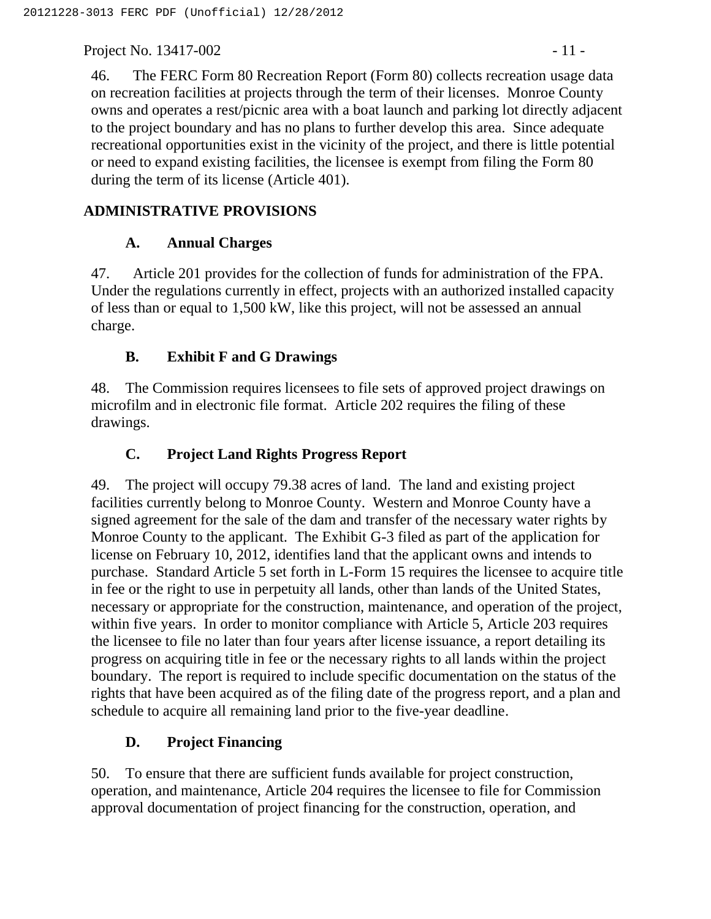46. The FERC Form 80 Recreation Report (Form 80) collects recreation usage data on recreation facilities at projects through the term of their licenses. Monroe County owns and operates a rest/picnic area with a boat launch and parking lot directly adjacent to the project boundary and has no plans to further develop this area. Since adequate recreational opportunities exist in the vicinity of the project, and there is little potential or need to expand existing facilities, the licensee is exempt from filing the Form 80 during the term of its license (Article 401).

## ADMINISTRATIVE PROVISIONS

### A. Annual Charges

47. Article 201 provides for the collection of funds for administration of the FPA. Under the regulations currently in effect, projects with an authorized installed capacity of less than or equal to 1,500 kW, like this project, will not be assessed an annual charge.

### B. Exhibit F and G Drawings

48. The Commission requires licensees to file sets of approved project drawings on microfilm and in electronic file format. Article 202 requires the filing of these drawings.

### C. Project Land Rights Progress Report

49. The project will occupy 79.38 acres of land. The land and existing project facilities currently belong to Monroe County. Western and Monroe County have a signed agreement for the sale of the dam and transfer of the necessary water rights by Monroe County to the applicant. The Exhibit G-3 filed as part of the application for license on February 10, 2012, identifies land that the applicant owns and intends to purchase. Standard Article 5 set forth in L-Form 15 requires the licensee to acquire title in fee or the right to use in perpetuity all lands, other than lands of the United States, necessary or appropriate for the construction, maintenance, and operation of the project, within five years. In order to monitor compliance with Article 5, Article 203 requires the licensee to file no later than four years after license issuance, a report detailing its progress on acquiring title in fee or the necessary rights to all lands within the project boundary. The report is required to include specific documentation on the status of the rights that have been acquired as of the filing date of the progress report, and a plan and schedule to acquire all remaining land prior to the five-year deadline.

### D. Project Financing

50. To ensure that there are sufficient funds available for project construction, operation, and maintenance, Article 204 requires the licensee to file for Commission approval documentation of project financing for the construction, operation, and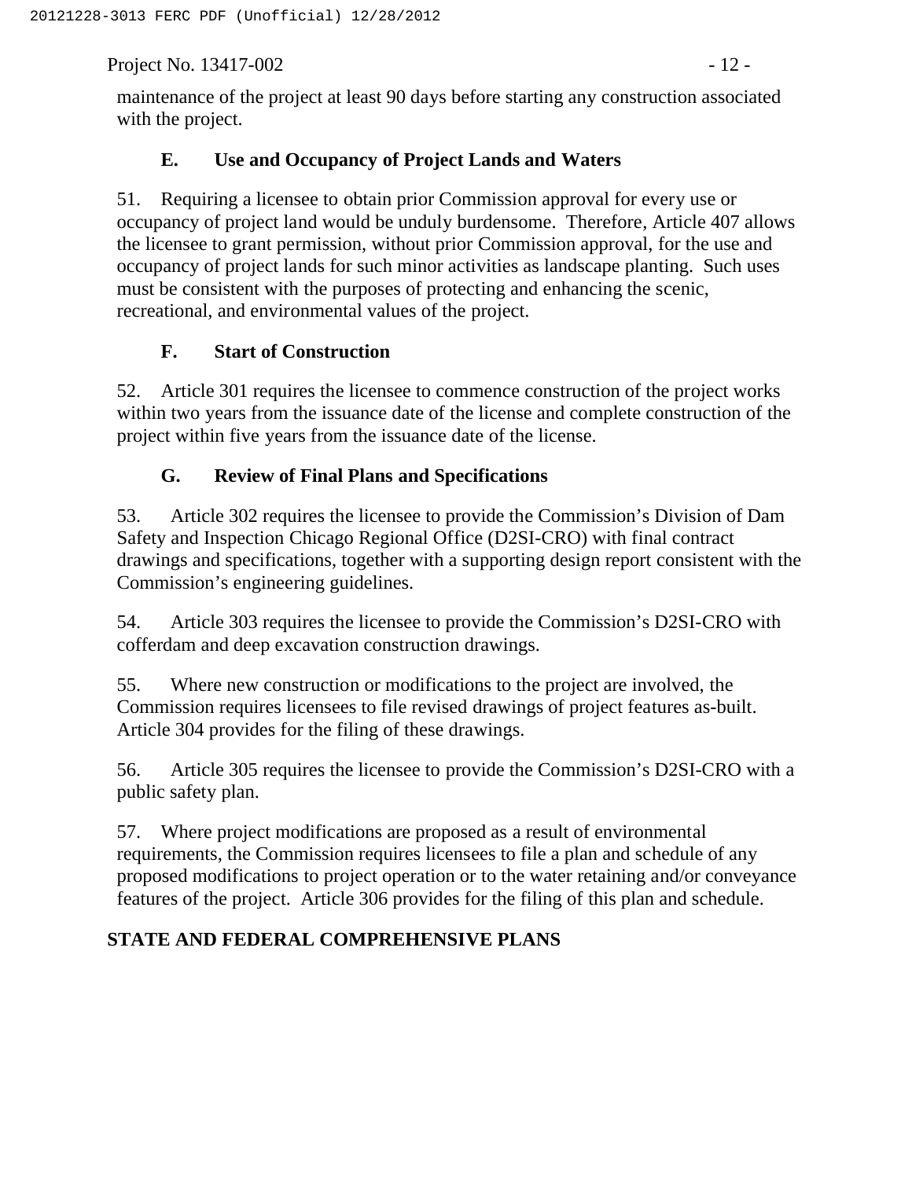maintenance of the project at least 90 days before starting any construction associated with the project.

### E. Use and Occupancy of Project Lands and Waters

51. Requiring a licensee to obtain prior Commission approval for every use or occupancy of project land would be unduly burdensome. Therefore, Article 407 allows the licensee to grant permission, without prior Commission approval, for the use and occupancy of project lands for such minor activities as landscape planting. Such uses must be consistent with the purposes of protecting and enhancing the scenic, recreational, and environmental values of the project.

### F. Start of Construction

52. Article 301 requires the licensee to commence construction of the project works within two years from the issuance date of the license and complete construction of the project within five years from the issuance date of the license.

### G. Review of Final Plans and Specifications

53. Article 302 requires the licensee to provide the Commission's Division of Dam Safety and Inspection Chicago Regional Office (D2SI-CRO) with final contract drawings and specifications, together with a supporting design report consistent with the Commission's engineering guidelines.

54. Article 303 requires the licensee to provide the Commission's D2SI-CRO with cofferdam and deep excavation construction drawings.

55. Where new construction or modifications to the project are involved, the Commission requires licensees to file revised drawings of project features as-built. Article 304 provides for the filing of these drawings.

56. Article 305 requires the licensee to provide the Commission's D2SI-CRO with a public safety plan.

57. Where project modifications are proposed as a result of environmental requirements, the Commission requires licensees to file a plan and schedule of any proposed modifications to project operation or to the water retaining and/or conveyance features of the project. Article 306 provides for the filing of this plan and schedule.

## STATE AND FEDERAL COMPREHENSIVE PLANS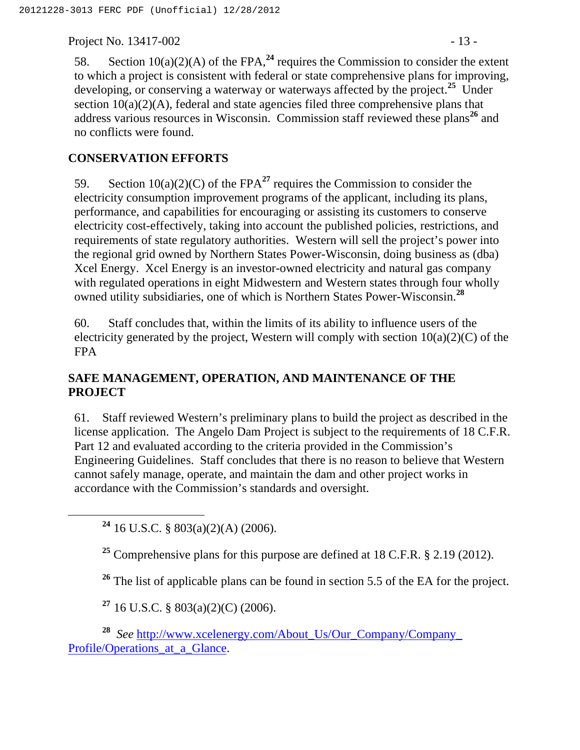58. Section 10(a)(2)(A) of the FPA,[24] requires the Commission to consider the extent to which a project is consistent with federal or state comprehensive plans for improving, developing, or conserving a waterway or waterways affected by the project.[25] Under section 10(a)(2)(A), federal and state agencies filed three comprehensive plans that address various resources in Wisconsin. Commission staff reviewed these plans[26] and no conflicts were found.

## CONSERVATION EFFORTS

59. Section 10(a)(2)(C) of the FPA[27] requires the Commission to consider the electricity consumption improvement programs of the applicant, including its plans, performance, and capabilities for encouraging or assisting its customers to conserve electricity cost-effectively, taking into account the published policies, restrictions, and requirements of state regulatory authorities. Western will sell the project's power into the regional grid owned by Northern States Power-Wisconsin, doing business as (dba) Xcel Energy. Xcel Energy is an investor-owned electricity and natural gas company with regulated operations in eight Midwestern and Western states through four wholly owned utility subsidiaries, one of which is Northern States Power-Wisconsin.[28]

60. Staff concludes that, within the limits of its ability to influence users of the electricity generated by the project, Western will comply with section 10(a)(2)(C) of the FPA

## SAFE MANAGEMENT, OPERATION, AND MAINTENANCE OF THE PROJECT

61. Staff reviewed Western's preliminary plans to build the project as described in the license application. The Angelo Dam Project is subject to the requirements of 18 C.F.R. Part 12 and evaluated according to the criteria provided in the Commission's Engineering Guidelines. Staff concludes that there is no reason to believe that Western cannot safely manage, operate, and maintain the dam and other project works in accordance with the Commission's standards and oversight.

---

[24] 16 U.S.C. § 803(a)(2)(A) (2006).

[25] Comprehensive plans for this purpose are defined at 18 C.F.R. § 2.19 (2012).

[26] The list of applicable plans can be found in section 5.5 of the EA for the project.

[27] 16 U.S.C. § 803(a)(2)(C) (2006).

[28] *See* http://www.xcelenergy.com/About_Us/Our_Company/Company_Profile/Operations_at_a_Glance.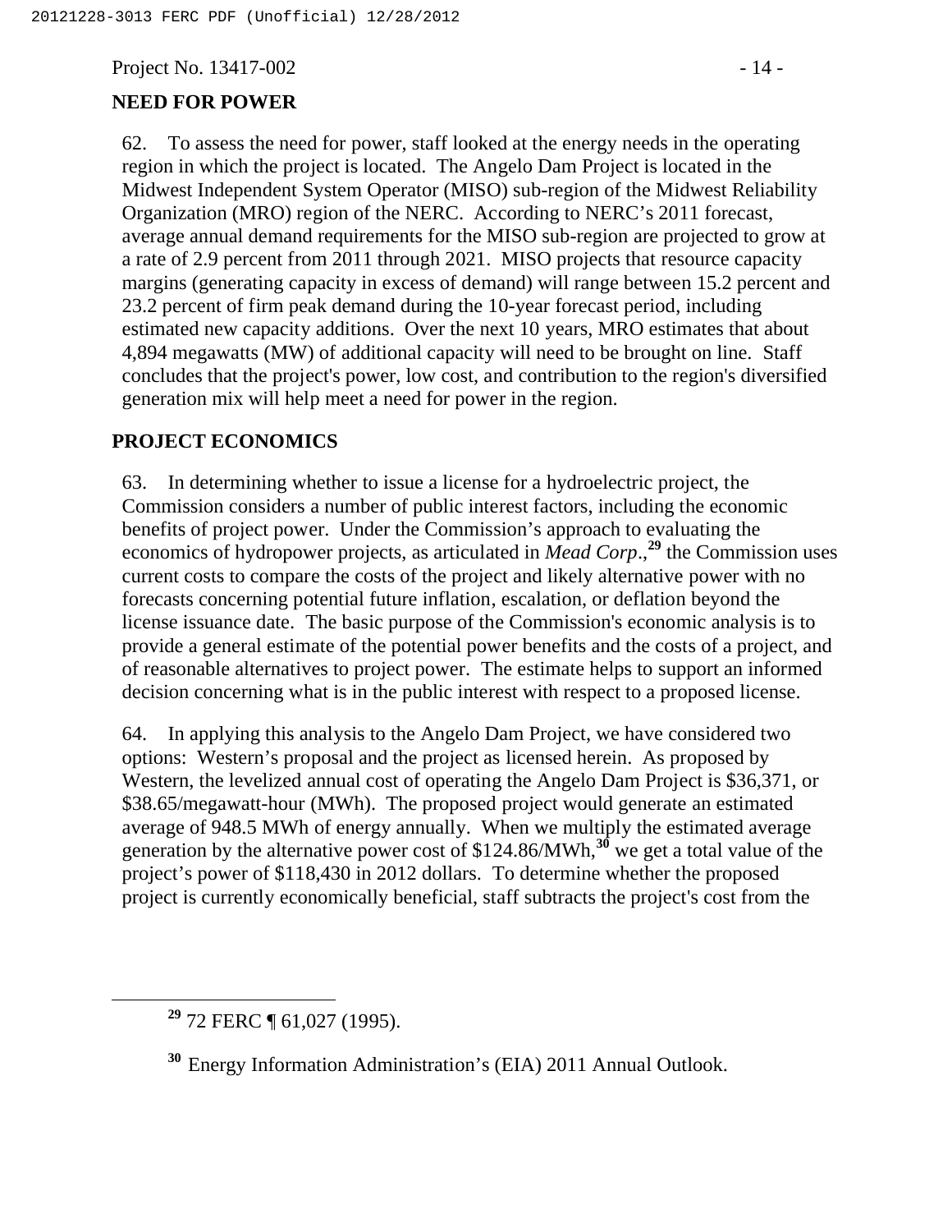## NEED FOR POWER

62. To assess the need for power, staff looked at the energy needs in the operating region in which the project is located. The Angelo Dam Project is located in the Midwest Independent System Operator (MISO) sub-region of the Midwest Reliability Organization (MRO) region of the NERC. According to NERC's 2011 forecast, average annual demand requirements for the MISO sub-region are projected to grow at a rate of 2.9 percent from 2011 through 2021. MISO projects that resource capacity margins (generating capacity in excess of demand) will range between 15.2 percent and 23.2 percent of firm peak demand during the 10-year forecast period, including estimated new capacity additions. Over the next 10 years, MRO estimates that about 4,894 megawatts (MW) of additional capacity will need to be brought on line. Staff concludes that the project's power, low cost, and contribution to the region's diversified generation mix will help meet a need for power in the region.

## PROJECT ECONOMICS

63. In determining whether to issue a license for a hydroelectric project, the Commission considers a number of public interest factors, including the economic benefits of project power. Under the Commission's approach to evaluating the economics of hydropower projects, as articulated in *Mead Corp.*,[29] the Commission uses current costs to compare the costs of the project and likely alternative power with no forecasts concerning potential future inflation, escalation, or deflation beyond the license issuance date. The basic purpose of the Commission's economic analysis is to provide a general estimate of the potential power benefits and the costs of a project, and of reasonable alternatives to project power. The estimate helps to support an informed decision concerning what is in the public interest with respect to a proposed license.

64. In applying this analysis to the Angelo Dam Project, we have considered two options: Western's proposal and the project as licensed herein. As proposed by Western, the levelized annual cost of operating the Angelo Dam Project is $36,371, or $38.65/megawatt-hour (MWh). The proposed project would generate an estimated average of 948.5 MWh of energy annually. When we multiply the estimated average generation by the alternative power cost of $124.86/MWh,[30] we get a total value of the project's power of $118,430 in 2012 dollars. To determine whether the proposed project is currently economically beneficial, staff subtracts the project's cost from the

[29] 72 FERC ¶ 61,027 (1995).

[30] Energy Information Administration's (EIA) 2011 Annual Outlook.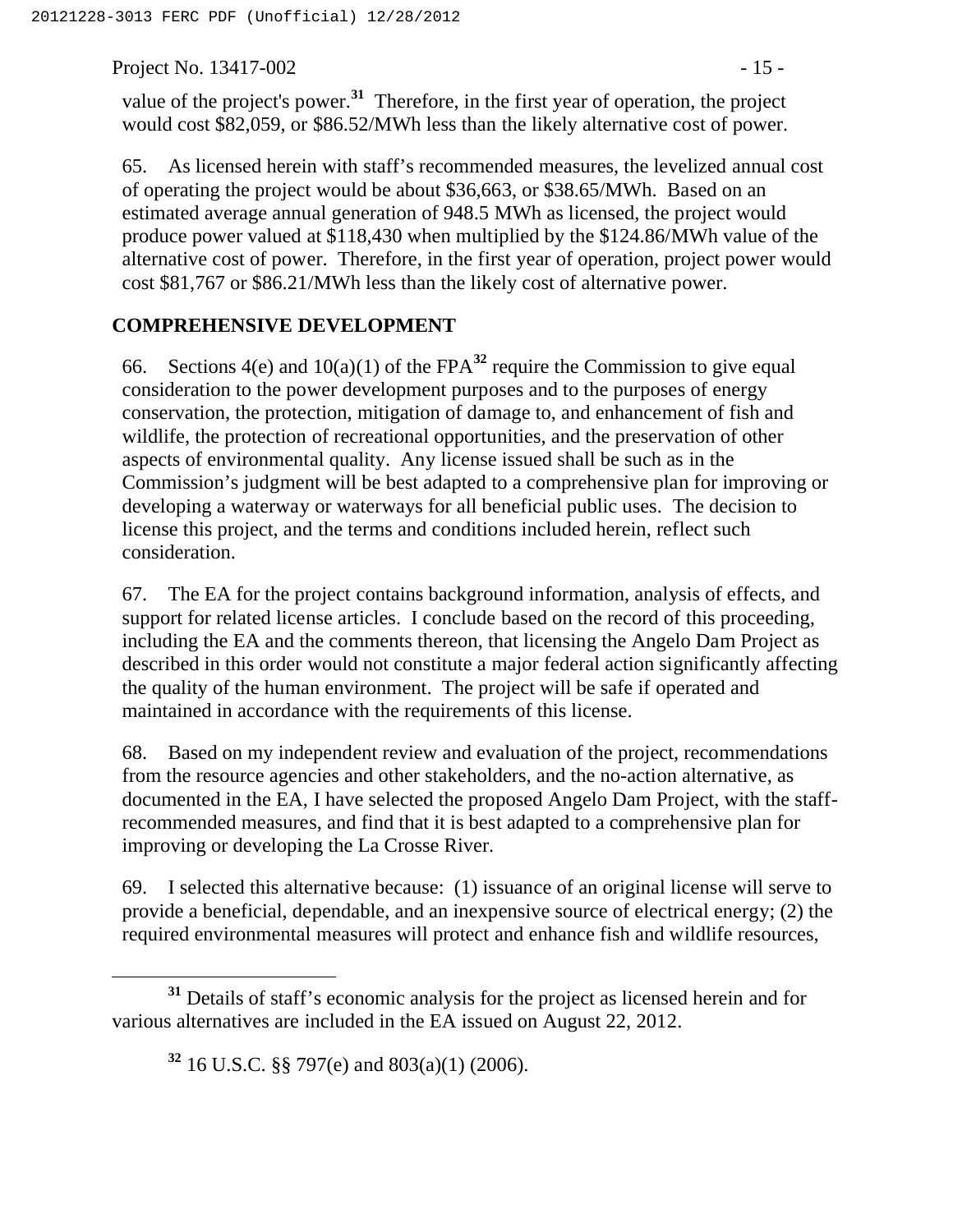value of the project's power.[31] Therefore, in the first year of operation, the project would cost $82,059, or $86.52/MWh less than the likely alternative cost of power.

65. As licensed herein with staff's recommended measures, the levelized annual cost of operating the project would be about $36,663, or $38.65/MWh. Based on an estimated average annual generation of 948.5 MWh as licensed, the project would produce power valued at $118,430 when multiplied by the $124.86/MWh value of the alternative cost of power. Therefore, in the first year of operation, project power would cost $81,767 or $86.21/MWh less than the likely cost of alternative power.

## COMPREHENSIVE DEVELOPMENT

66. Sections 4(e) and 10(a)(1) of the FPA[32] require the Commission to give equal consideration to the power development purposes and to the purposes of energy conservation, the protection, mitigation of damage to, and enhancement of fish and wildlife, the protection of recreational opportunities, and the preservation of other aspects of environmental quality. Any license issued shall be such as in the Commission's judgment will be best adapted to a comprehensive plan for improving or developing a waterway or waterways for all beneficial public uses. The decision to license this project, and the terms and conditions included herein, reflect such consideration.

67. The EA for the project contains background information, analysis of effects, and support for related license articles. I conclude based on the record of this proceeding, including the EA and the comments thereon, that licensing the Angelo Dam Project as described in this order would not constitute a major federal action significantly affecting the quality of the human environment. The project will be safe if operated and maintained in accordance with the requirements of this license.

68. Based on my independent review and evaluation of the project, recommendations from the resource agencies and other stakeholders, and the no-action alternative, as documented in the EA, I have selected the proposed Angelo Dam Project, with the staff-recommended measures, and find that it is best adapted to a comprehensive plan for improving or developing the La Crosse River.

69. I selected this alternative because: (1) issuance of an original license will serve to provide a beneficial, dependable, and an inexpensive source of electrical energy; (2) the required environmental measures will protect and enhance fish and wildlife resources,

---

[31] Details of staff's economic analysis for the project as licensed herein and for various alternatives are included in the EA issued on August 22, 2012.

[32] 16 U.S.C. §§ 797(e) and 803(a)(1) (2006).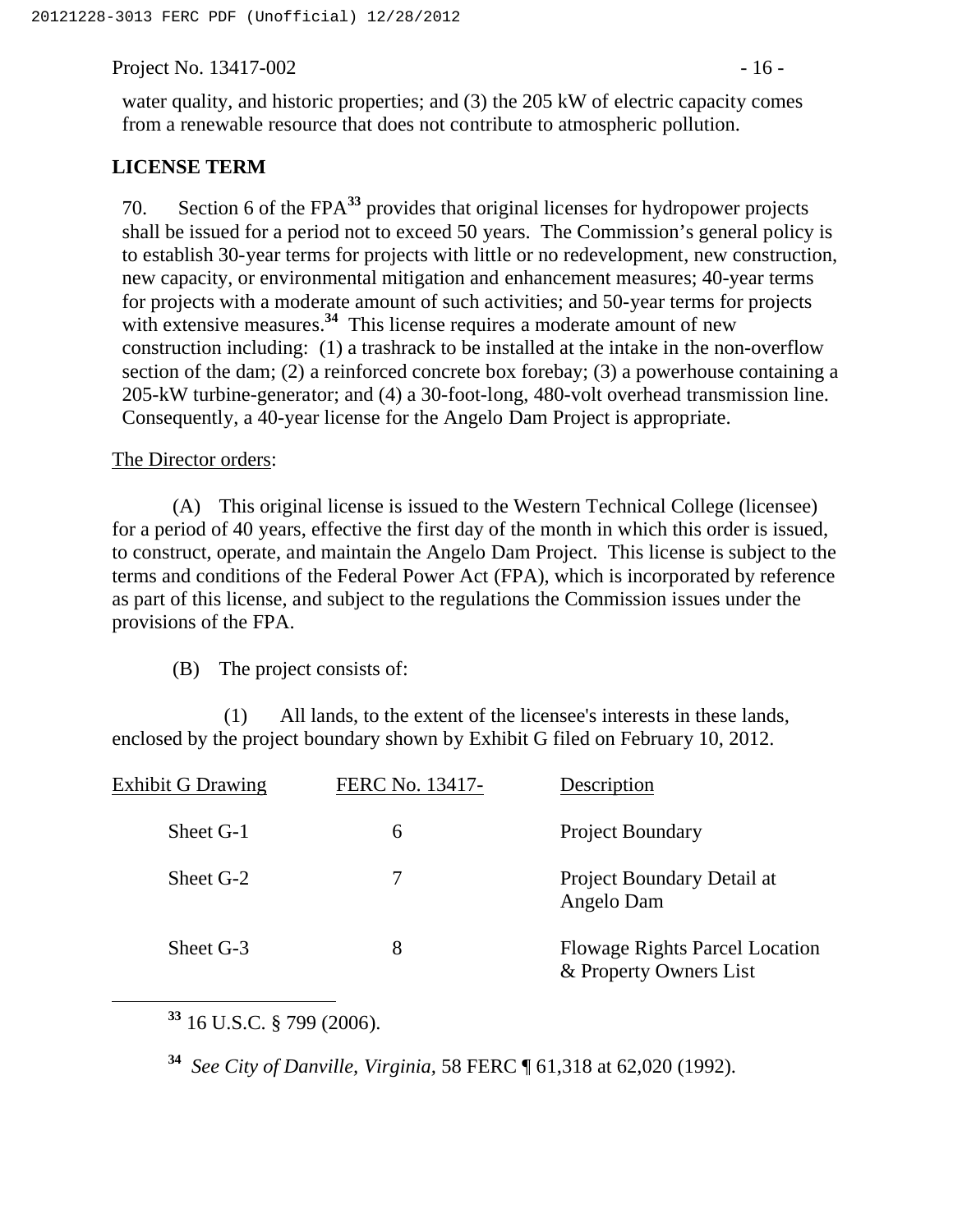water quality, and historic properties; and (3) the 205 kW of electric capacity comes from a renewable resource that does not contribute to atmospheric pollution.

## LICENSE TERM

70. Section 6 of the FPA[33] provides that original licenses for hydropower projects shall be issued for a period not to exceed 50 years. The Commission's general policy is to establish 30-year terms for projects with little or no redevelopment, new construction, new capacity, or environmental mitigation and enhancement measures; 40-year terms for projects with a moderate amount of such activities; and 50-year terms for projects with extensive measures.[34] This license requires a moderate amount of new construction including: (1) a trashrack to be installed at the intake in the non-overflow section of the dam; (2) a reinforced concrete box forebay; (3) a powerhouse containing a 205-kW turbine-generator; and (4) a 30-foot-long, 480-volt overhead transmission line. Consequently, a 40-year license for the Angelo Dam Project is appropriate.

The Director orders:

(A) This original license is issued to the Western Technical College (licensee) for a period of 40 years, effective the first day of the month in which this order is issued, to construct, operate, and maintain the Angelo Dam Project. This license is subject to the terms and conditions of the Federal Power Act (FPA), which is incorporated by reference as part of this license, and subject to the regulations the Commission issues under the provisions of the FPA.

(B) The project consists of:

(1) All lands, to the extent of the licensee's interests in these lands, enclosed by the project boundary shown by Exhibit G filed on February 10, 2012.

| Exhibit G Drawing | FERC No. 13417- | Description |
|---|---|---|
| Sheet G-1 | 6 | Project Boundary |
| Sheet G-2 | 7 | Project Boundary Detail at Angelo Dam |
| Sheet G-3 | 8 | Flowage Rights Parcel Location & Property Owners List |

[33] 16 U.S.C. § 799 (2006).

[34] *See City of Danville, Virginia,* 58 FERC ¶ 61,318 at 62,020 (1992).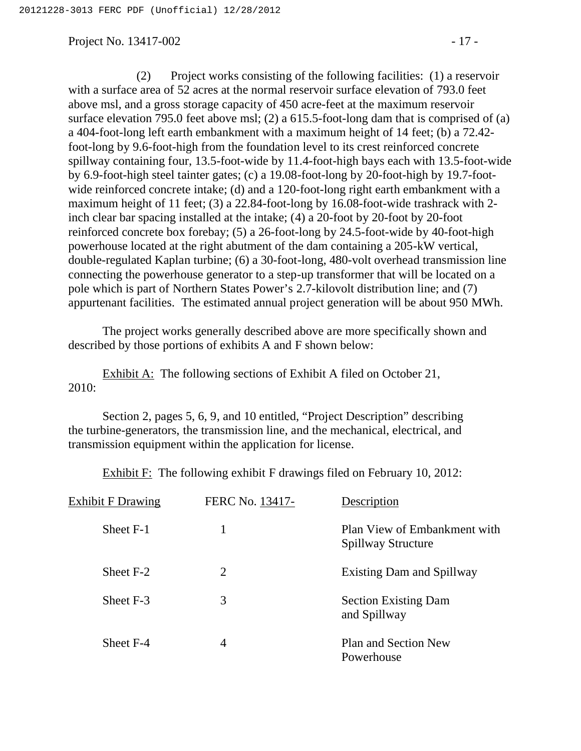(2) Project works consisting of the following facilities: (1) a reservoir with a surface area of 52 acres at the normal reservoir surface elevation of 793.0 feet above msl, and a gross storage capacity of 450 acre-feet at the maximum reservoir surface elevation 795.0 feet above msl; (2) a 615.5-foot-long dam that is comprised of (a) a 404-foot-long left earth embankment with a maximum height of 14 feet; (b) a 72.42-foot-long by 9.6-foot-high from the foundation level to its crest reinforced concrete spillway containing four, 13.5-foot-wide by 11.4-foot-high bays each with 13.5-foot-wide by 6.9-foot-high steel tainter gates; (c) a 19.08-foot-long by 20-foot-high by 19.7-foot-wide reinforced concrete intake; (d) and a 120-foot-long right earth embankment with a maximum height of 11 feet; (3) a 22.84-foot-long by 16.08-foot-wide trashrack with 2-inch clear bar spacing installed at the intake; (4) a 20-foot by 20-foot by 20-foot reinforced concrete box forebay; (5) a 26-foot-long by 24.5-foot-wide by 40-foot-high powerhouse located at the right abutment of the dam containing a 205-kW vertical, double-regulated Kaplan turbine; (6) a 30-foot-long, 480-volt overhead transmission line connecting the powerhouse generator to a step-up transformer that will be located on a pole which is part of Northern States Power's 2.7-kilovolt distribution line; and (7) appurtenant facilities. The estimated annual project generation will be about 950 MWh.

The project works generally described above are more specifically shown and described by those portions of exhibits A and F shown below:

Exhibit A: The following sections of Exhibit A filed on October 21, 2010:

Section 2, pages 5, 6, 9, and 10 entitled, "Project Description" describing the turbine-generators, the transmission line, and the mechanical, electrical, and transmission equipment within the application for license.

Exhibit F: The following exhibit F drawings filed on February 10, 2012:

| Exhibit F Drawing | FERC No. 13417- | Description |
|---|---|---|
| Sheet F-1 | 1 | Plan View of Embankment with Spillway Structure |
| Sheet F-2 | 2 | Existing Dam and Spillway |
| Sheet F-3 | 3 | Section Existing Dam and Spillway |
| Sheet F-4 | 4 | Plan and Section New Powerhouse |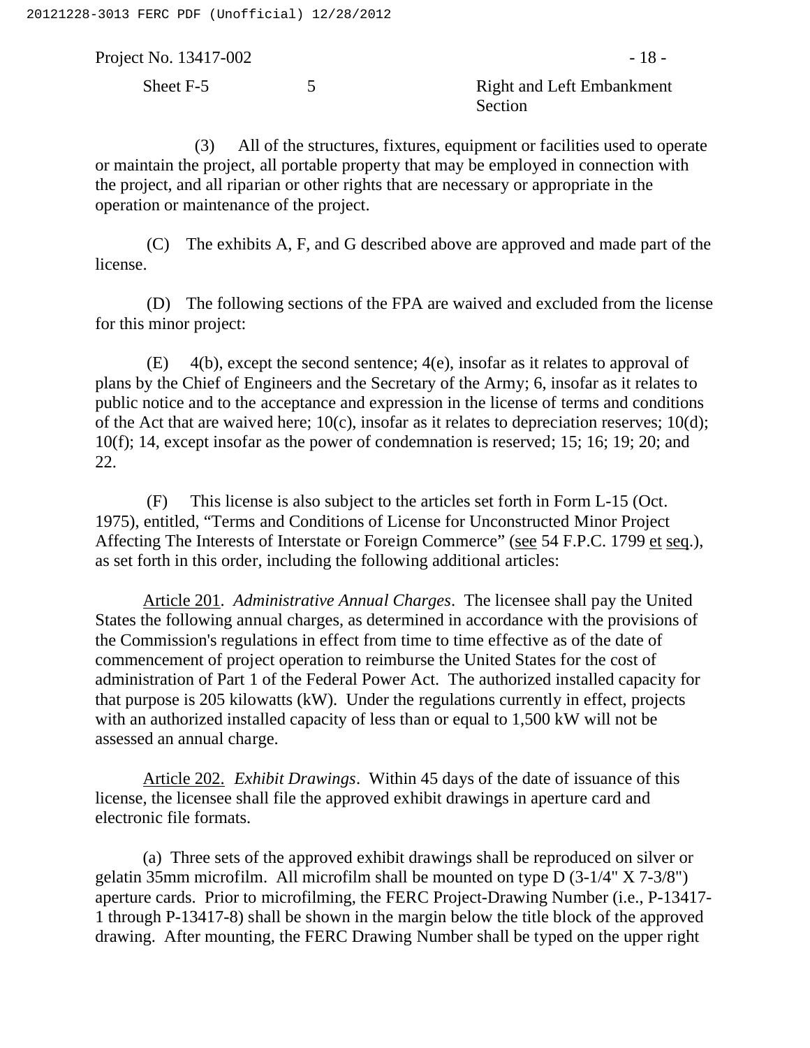| Sheet F-5 | 5 | Right and Left Embankment Section |
|---|---|---|

(3) All of the structures, fixtures, equipment or facilities used to operate or maintain the project, all portable property that may be employed in connection with the project, and all riparian or other rights that are necessary or appropriate in the operation or maintenance of the project.

(C) The exhibits A, F, and G described above are approved and made part of the license.

(D) The following sections of the FPA are waived and excluded from the license for this minor project:

(E) 4(b), except the second sentence; 4(e), insofar as it relates to approval of plans by the Chief of Engineers and the Secretary of the Army; 6, insofar as it relates to public notice and to the acceptance and expression in the license of terms and conditions of the Act that are waived here; 10(c), insofar as it relates to depreciation reserves; 10(d); 10(f); 14, except insofar as the power of condemnation is reserved; 15; 16; 19; 20; and 22.

(F) This license is also subject to the articles set forth in Form L-15 (Oct. 1975), entitled, "Terms and Conditions of License for Unconstructed Minor Project Affecting The Interests of Interstate or Foreign Commerce" (see 54 F.P.C. 1799 et seq.), as set forth in this order, including the following additional articles:

Article 201. *Administrative Annual Charges*. The licensee shall pay the United States the following annual charges, as determined in accordance with the provisions of the Commission's regulations in effect from time to time effective as of the date of commencement of project operation to reimburse the United States for the cost of administration of Part 1 of the Federal Power Act. The authorized installed capacity for that purpose is 205 kilowatts (kW). Under the regulations currently in effect, projects with an authorized installed capacity of less than or equal to 1,500 kW will not be assessed an annual charge.

Article 202. *Exhibit Drawings*. Within 45 days of the date of issuance of this license, the licensee shall file the approved exhibit drawings in aperture card and electronic file formats.

(a) Three sets of the approved exhibit drawings shall be reproduced on silver or gelatin 35mm microfilm. All microfilm shall be mounted on type D (3-1/4" X 7-3/8") aperture cards. Prior to microfilming, the FERC Project-Drawing Number (i.e., P-13417-1 through P-13417-8) shall be shown in the margin below the title block of the approved drawing. After mounting, the FERC Drawing Number shall be typed on the upper right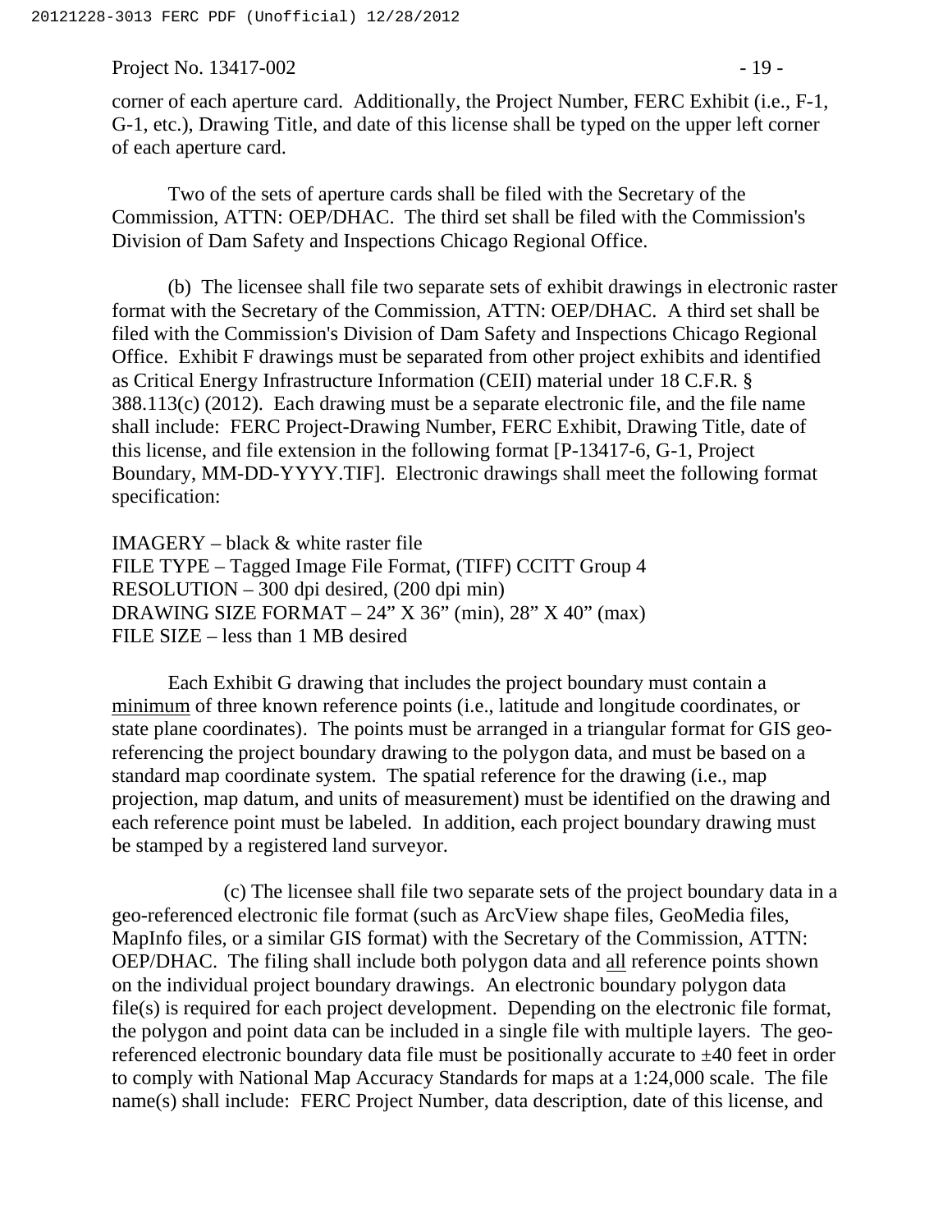corner of each aperture card. Additionally, the Project Number, FERC Exhibit (i.e., F-1, G-1, etc.), Drawing Title, and date of this license shall be typed on the upper left corner of each aperture card.

Two of the sets of aperture cards shall be filed with the Secretary of the Commission, ATTN: OEP/DHAC. The third set shall be filed with the Commission's Division of Dam Safety and Inspections Chicago Regional Office.

(b) The licensee shall file two separate sets of exhibit drawings in electronic raster format with the Secretary of the Commission, ATTN: OEP/DHAC. A third set shall be filed with the Commission's Division of Dam Safety and Inspections Chicago Regional Office. Exhibit F drawings must be separated from other project exhibits and identified as Critical Energy Infrastructure Information (CEII) material under 18 C.F.R. § 388.113(c) (2012). Each drawing must be a separate electronic file, and the file name shall include: FERC Project-Drawing Number, FERC Exhibit, Drawing Title, date of this license, and file extension in the following format [P-13417-6, G-1, Project Boundary, MM-DD-YYYY.TIF]. Electronic drawings shall meet the following format specification:

IMAGERY – black & white raster file
FILE TYPE – Tagged Image File Format, (TIFF) CCITT Group 4
RESOLUTION – 300 dpi desired, (200 dpi min)
DRAWING SIZE FORMAT – 24" X 36" (min), 28" X 40" (max)
FILE SIZE – less than 1 MB desired

Each Exhibit G drawing that includes the project boundary must contain a minimum of three known reference points (i.e., latitude and longitude coordinates, or state plane coordinates). The points must be arranged in a triangular format for GIS geo-referencing the project boundary drawing to the polygon data, and must be based on a standard map coordinate system. The spatial reference for the drawing (i.e., map projection, map datum, and units of measurement) must be identified on the drawing and each reference point must be labeled. In addition, each project boundary drawing must be stamped by a registered land surveyor.

(c) The licensee shall file two separate sets of the project boundary data in a geo-referenced electronic file format (such as ArcView shape files, GeoMedia files, MapInfo files, or a similar GIS format) with the Secretary of the Commission, ATTN: OEP/DHAC. The filing shall include both polygon data and all reference points shown on the individual project boundary drawings. An electronic boundary polygon data file(s) is required for each project development. Depending on the electronic file format, the polygon and point data can be included in a single file with multiple layers. The geo-referenced electronic boundary data file must be positionally accurate to ±40 feet in order to comply with National Map Accuracy Standards for maps at a 1:24,000 scale. The file name(s) shall include: FERC Project Number, data description, date of this license, and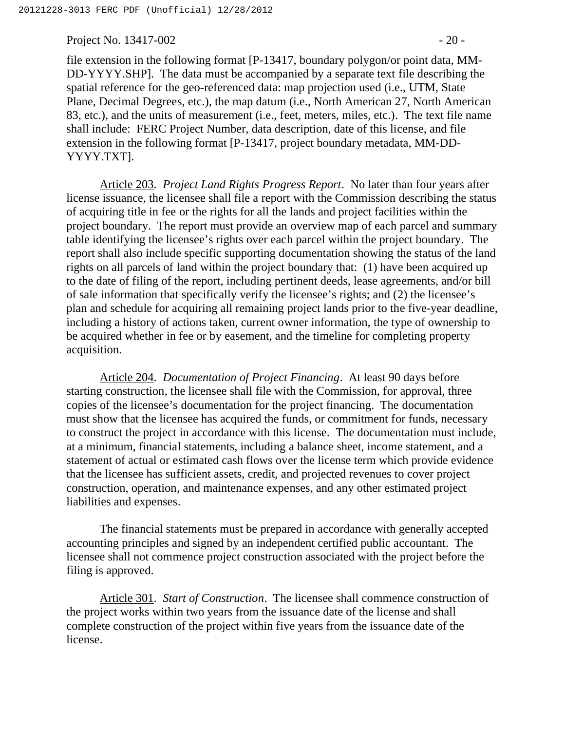file extension in the following format [P-13417, boundary polygon/or point data, MM-DD-YYYY.SHP]. The data must be accompanied by a separate text file describing the spatial reference for the geo-referenced data: map projection used (i.e., UTM, State Plane, Decimal Degrees, etc.), the map datum (i.e., North American 27, North American 83, etc.), and the units of measurement (i.e., feet, meters, miles, etc.). The text file name shall include: FERC Project Number, data description, date of this license, and file extension in the following format [P-13417, project boundary metadata, MM-DD-YYYY.TXT].

Article 203. *Project Land Rights Progress Report*. No later than four years after license issuance, the licensee shall file a report with the Commission describing the status of acquiring title in fee or the rights for all the lands and project facilities within the project boundary. The report must provide an overview map of each parcel and summary table identifying the licensee's rights over each parcel within the project boundary. The report shall also include specific supporting documentation showing the status of the land rights on all parcels of land within the project boundary that: (1) have been acquired up to the date of filing of the report, including pertinent deeds, lease agreements, and/or bill of sale information that specifically verify the licensee's rights; and (2) the licensee's plan and schedule for acquiring all remaining project lands prior to the five-year deadline, including a history of actions taken, current owner information, the type of ownership to be acquired whether in fee or by easement, and the timeline for completing property acquisition.

Article 204. *Documentation of Project Financing*. At least 90 days before starting construction, the licensee shall file with the Commission, for approval, three copies of the licensee's documentation for the project financing. The documentation must show that the licensee has acquired the funds, or commitment for funds, necessary to construct the project in accordance with this license. The documentation must include, at a minimum, financial statements, including a balance sheet, income statement, and a statement of actual or estimated cash flows over the license term which provide evidence that the licensee has sufficient assets, credit, and projected revenues to cover project construction, operation, and maintenance expenses, and any other estimated project liabilities and expenses.

The financial statements must be prepared in accordance with generally accepted accounting principles and signed by an independent certified public accountant. The licensee shall not commence project construction associated with the project before the filing is approved.

Article 301. *Start of Construction*. The licensee shall commence construction of the project works within two years from the issuance date of the license and shall complete construction of the project within five years from the issuance date of the license.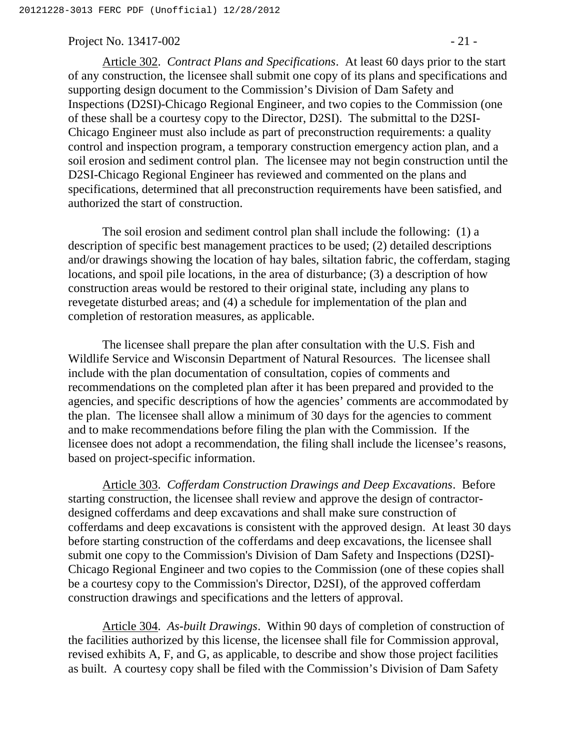<u>Article 302</u>. *Contract Plans and Specifications*. At least 60 days prior to the start of any construction, the licensee shall submit one copy of its plans and specifications and supporting design document to the Commission's Division of Dam Safety and Inspections (D2SI)-Chicago Regional Engineer, and two copies to the Commission (one of these shall be a courtesy copy to the Director, D2SI). The submittal to the D2SI-Chicago Engineer must also include as part of preconstruction requirements: a quality control and inspection program, a temporary construction emergency action plan, and a soil erosion and sediment control plan. The licensee may not begin construction until the D2SI-Chicago Regional Engineer has reviewed and commented on the plans and specifications, determined that all preconstruction requirements have been satisfied, and authorized the start of construction.

The soil erosion and sediment control plan shall include the following: (1) a description of specific best management practices to be used; (2) detailed descriptions and/or drawings showing the location of hay bales, siltation fabric, the cofferdam, staging locations, and spoil pile locations, in the area of disturbance; (3) a description of how construction areas would be restored to their original state, including any plans to revegetate disturbed areas; and (4) a schedule for implementation of the plan and completion of restoration measures, as applicable.

The licensee shall prepare the plan after consultation with the U.S. Fish and Wildlife Service and Wisconsin Department of Natural Resources. The licensee shall include with the plan documentation of consultation, copies of comments and recommendations on the completed plan after it has been prepared and provided to the agencies, and specific descriptions of how the agencies' comments are accommodated by the plan. The licensee shall allow a minimum of 30 days for the agencies to comment and to make recommendations before filing the plan with the Commission. If the licensee does not adopt a recommendation, the filing shall include the licensee's reasons, based on project-specific information.

<u>Article 303</u>. *Cofferdam Construction Drawings and Deep Excavations*. Before starting construction, the licensee shall review and approve the design of contractor-designed cofferdams and deep excavations and shall make sure construction of cofferdams and deep excavations is consistent with the approved design. At least 30 days before starting construction of the cofferdams and deep excavations, the licensee shall submit one copy to the Commission's Division of Dam Safety and Inspections (D2SI)-Chicago Regional Engineer and two copies to the Commission (one of these copies shall be a courtesy copy to the Commission's Director, D2SI), of the approved cofferdam construction drawings and specifications and the letters of approval.

<u>Article 304</u>. *As-built Drawings*. Within 90 days of completion of construction of the facilities authorized by this license, the licensee shall file for Commission approval, revised exhibits A, F, and G, as applicable, to describe and show those project facilities as built. A courtesy copy shall be filed with the Commission's Division of Dam Safety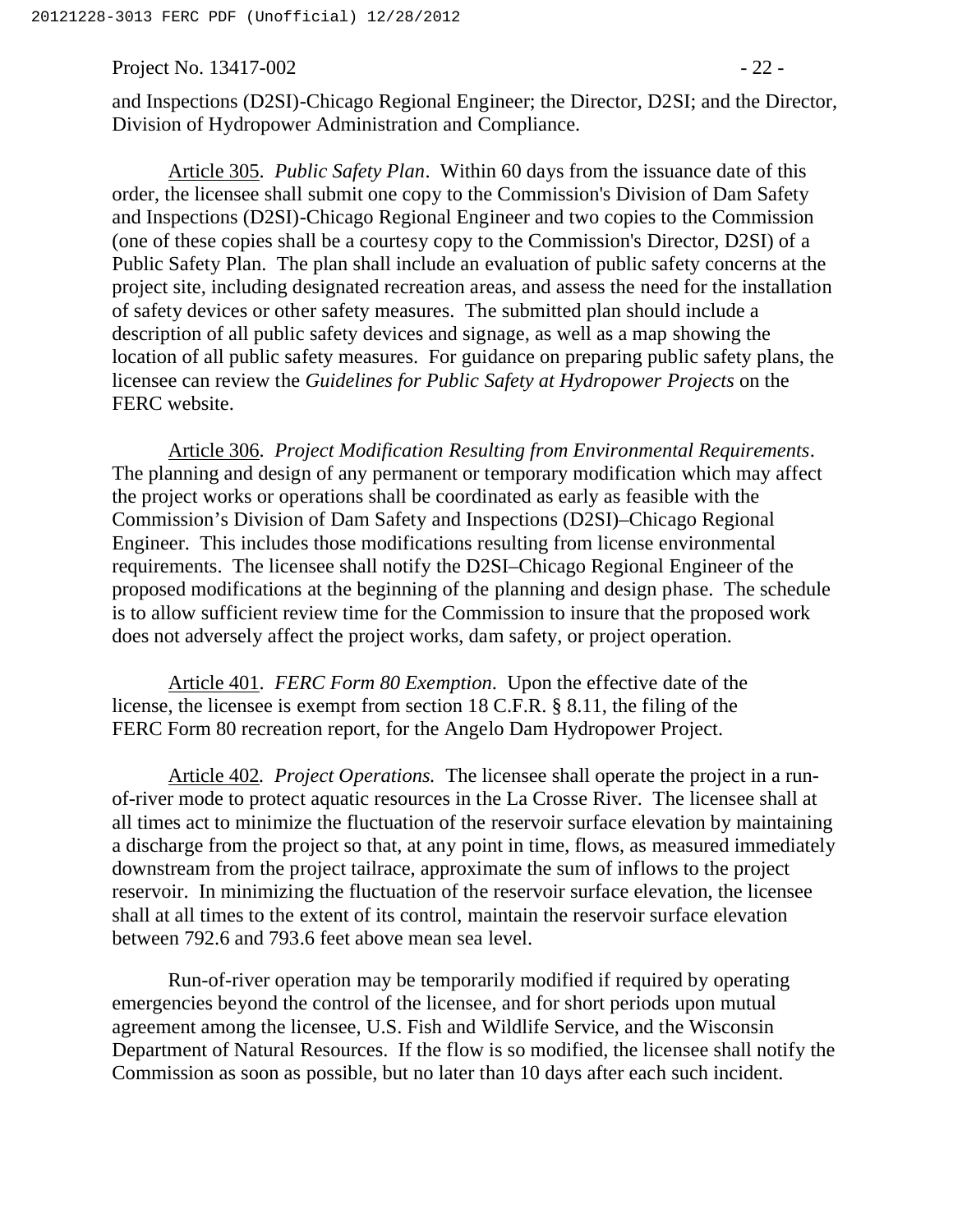and Inspections (D2SI)-Chicago Regional Engineer; the Director, D2SI; and the Director, Division of Hydropower Administration and Compliance.

Article 305. *Public Safety Plan*. Within 60 days from the issuance date of this order, the licensee shall submit one copy to the Commission's Division of Dam Safety and Inspections (D2SI)-Chicago Regional Engineer and two copies to the Commission (one of these copies shall be a courtesy copy to the Commission's Director, D2SI) of a Public Safety Plan. The plan shall include an evaluation of public safety concerns at the project site, including designated recreation areas, and assess the need for the installation of safety devices or other safety measures. The submitted plan should include a description of all public safety devices and signage, as well as a map showing the location of all public safety measures. For guidance on preparing public safety plans, the licensee can review the *Guidelines for Public Safety at Hydropower Projects* on the FERC website.

Article 306. *Project Modification Resulting from Environmental Requirements*. The planning and design of any permanent or temporary modification which may affect the project works or operations shall be coordinated as early as feasible with the Commission's Division of Dam Safety and Inspections (D2SI)–Chicago Regional Engineer. This includes those modifications resulting from license environmental requirements. The licensee shall notify the D2SI–Chicago Regional Engineer of the proposed modifications at the beginning of the planning and design phase. The schedule is to allow sufficient review time for the Commission to insure that the proposed work does not adversely affect the project works, dam safety, or project operation.

Article 401. *FERC Form 80 Exemption*. Upon the effective date of the license, the licensee is exempt from section 18 C.F.R. § 8.11, the filing of the FERC Form 80 recreation report, for the Angelo Dam Hydropower Project.

Article 402. *Project Operations.* The licensee shall operate the project in a run-of-river mode to protect aquatic resources in the La Crosse River. The licensee shall at all times act to minimize the fluctuation of the reservoir surface elevation by maintaining a discharge from the project so that, at any point in time, flows, as measured immediately downstream from the project tailrace, approximate the sum of inflows to the project reservoir. In minimizing the fluctuation of the reservoir surface elevation, the licensee shall at all times to the extent of its control, maintain the reservoir surface elevation between 792.6 and 793.6 feet above mean sea level.

Run-of-river operation may be temporarily modified if required by operating emergencies beyond the control of the licensee, and for short periods upon mutual agreement among the licensee, U.S. Fish and Wildlife Service, and the Wisconsin Department of Natural Resources. If the flow is so modified, the licensee shall notify the Commission as soon as possible, but no later than 10 days after each such incident.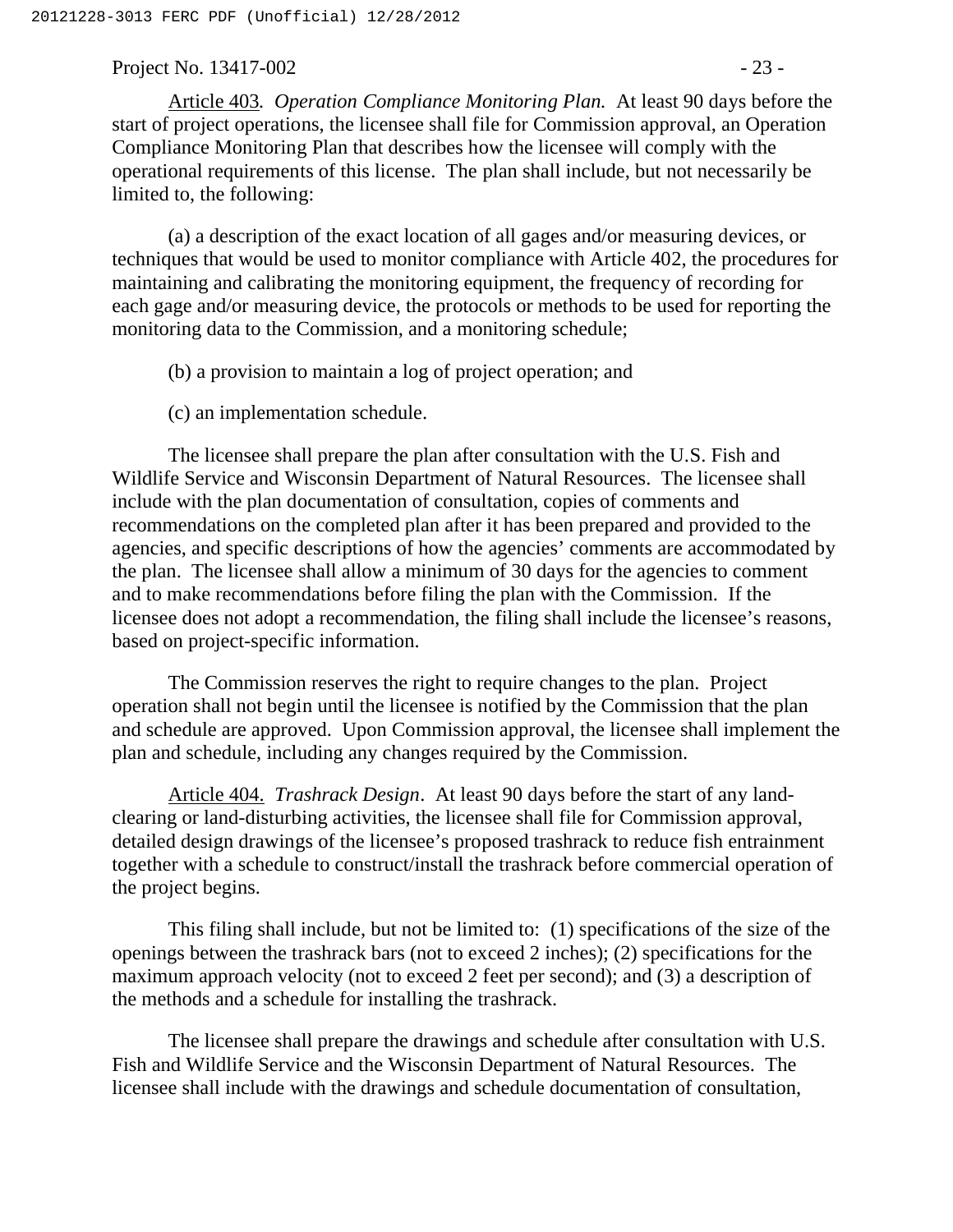Article 403*. Operation Compliance Monitoring Plan.* At least 90 days before the start of project operations, the licensee shall file for Commission approval, an Operation Compliance Monitoring Plan that describes how the licensee will comply with the operational requirements of this license. The plan shall include, but not necessarily be limited to, the following:

(a) a description of the exact location of all gages and/or measuring devices, or techniques that would be used to monitor compliance with Article 402, the procedures for maintaining and calibrating the monitoring equipment, the frequency of recording for each gage and/or measuring device, the protocols or methods to be used for reporting the monitoring data to the Commission, and a monitoring schedule;

(b) a provision to maintain a log of project operation; and

(c) an implementation schedule.

The licensee shall prepare the plan after consultation with the U.S. Fish and Wildlife Service and Wisconsin Department of Natural Resources. The licensee shall include with the plan documentation of consultation, copies of comments and recommendations on the completed plan after it has been prepared and provided to the agencies, and specific descriptions of how the agencies' comments are accommodated by the plan. The licensee shall allow a minimum of 30 days for the agencies to comment and to make recommendations before filing the plan with the Commission. If the licensee does not adopt a recommendation, the filing shall include the licensee's reasons, based on project-specific information.

The Commission reserves the right to require changes to the plan. Project operation shall not begin until the licensee is notified by the Commission that the plan and schedule are approved. Upon Commission approval, the licensee shall implement the plan and schedule, including any changes required by the Commission.

Article 404. *Trashrack Design*. At least 90 days before the start of any land-clearing or land-disturbing activities, the licensee shall file for Commission approval, detailed design drawings of the licensee's proposed trashrack to reduce fish entrainment together with a schedule to construct/install the trashrack before commercial operation of the project begins.

This filing shall include, but not be limited to: (1) specifications of the size of the openings between the trashrack bars (not to exceed 2 inches); (2) specifications for the maximum approach velocity (not to exceed 2 feet per second); and (3) a description of the methods and a schedule for installing the trashrack.

The licensee shall prepare the drawings and schedule after consultation with U.S. Fish and Wildlife Service and the Wisconsin Department of Natural Resources. The licensee shall include with the drawings and schedule documentation of consultation,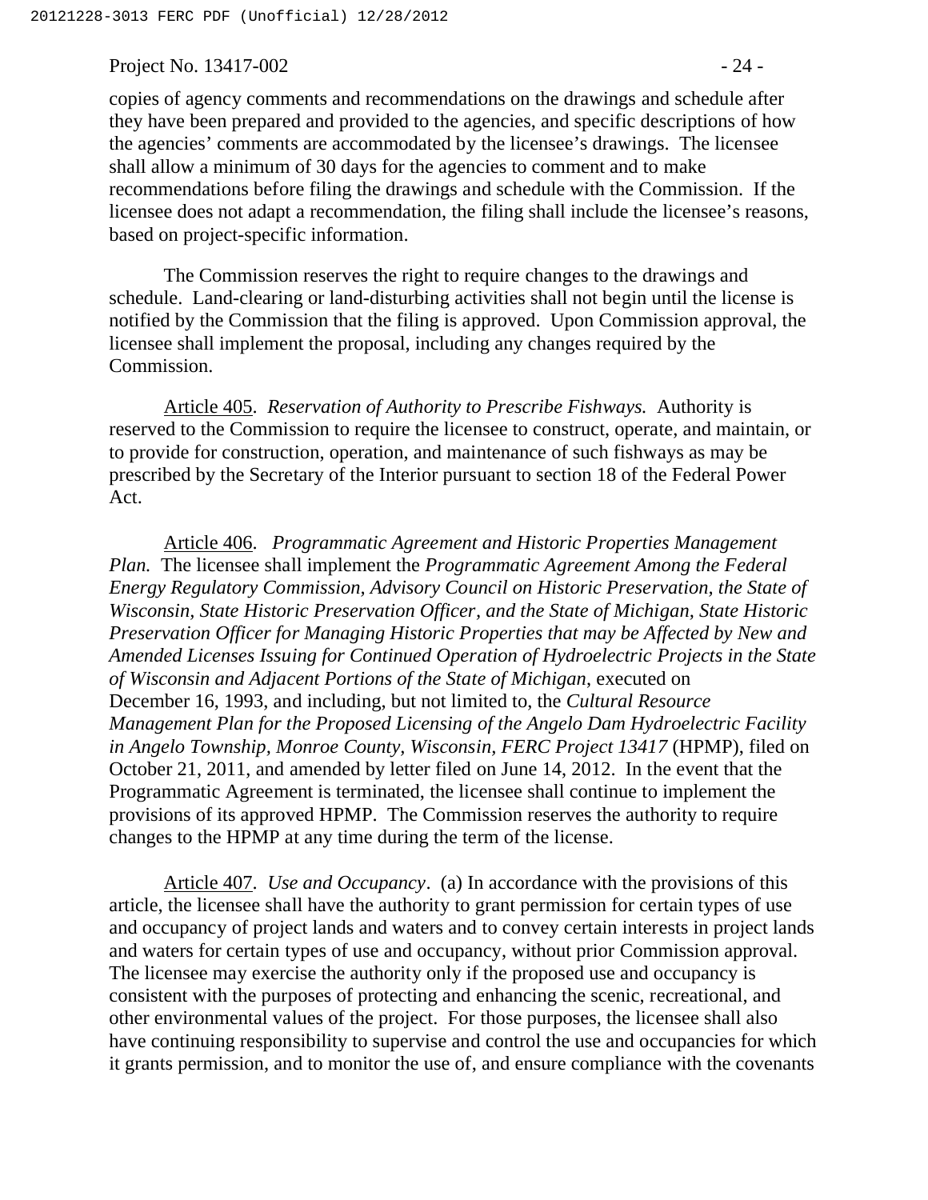copies of agency comments and recommendations on the drawings and schedule after they have been prepared and provided to the agencies, and specific descriptions of how the agencies' comments are accommodated by the licensee's drawings. The licensee shall allow a minimum of 30 days for the agencies to comment and to make recommendations before filing the drawings and schedule with the Commission. If the licensee does not adapt a recommendation, the filing shall include the licensee's reasons, based on project-specific information.

The Commission reserves the right to require changes to the drawings and schedule. Land-clearing or land-disturbing activities shall not begin until the license is notified by the Commission that the filing is approved. Upon Commission approval, the licensee shall implement the proposal, including any changes required by the Commission.

Article 405. *Reservation of Authority to Prescribe Fishways.* Authority is reserved to the Commission to require the licensee to construct, operate, and maintain, or to provide for construction, operation, and maintenance of such fishways as may be prescribed by the Secretary of the Interior pursuant to section 18 of the Federal Power Act.

Article 406. *Programmatic Agreement and Historic Properties Management Plan.* The licensee shall implement the *Programmatic Agreement Among the Federal Energy Regulatory Commission, Advisory Council on Historic Preservation, the State of Wisconsin, State Historic Preservation Officer, and the State of Michigan, State Historic Preservation Officer for Managing Historic Properties that may be Affected by New and Amended Licenses Issuing for Continued Operation of Hydroelectric Projects in the State of Wisconsin and Adjacent Portions of the State of Michigan,* executed on December 16, 1993, and including, but not limited to, the *Cultural Resource Management Plan for the Proposed Licensing of the Angelo Dam Hydroelectric Facility in Angelo Township, Monroe County, Wisconsin, FERC Project 13417* (HPMP), filed on October 21, 2011, and amended by letter filed on June 14, 2012. In the event that the Programmatic Agreement is terminated, the licensee shall continue to implement the provisions of its approved HPMP. The Commission reserves the authority to require changes to the HPMP at any time during the term of the license.

Article 407. *Use and Occupancy*. (a) In accordance with the provisions of this article, the licensee shall have the authority to grant permission for certain types of use and occupancy of project lands and waters and to convey certain interests in project lands and waters for certain types of use and occupancy, without prior Commission approval. The licensee may exercise the authority only if the proposed use and occupancy is consistent with the purposes of protecting and enhancing the scenic, recreational, and other environmental values of the project. For those purposes, the licensee shall also have continuing responsibility to supervise and control the use and occupancies for which it grants permission, and to monitor the use of, and ensure compliance with the covenants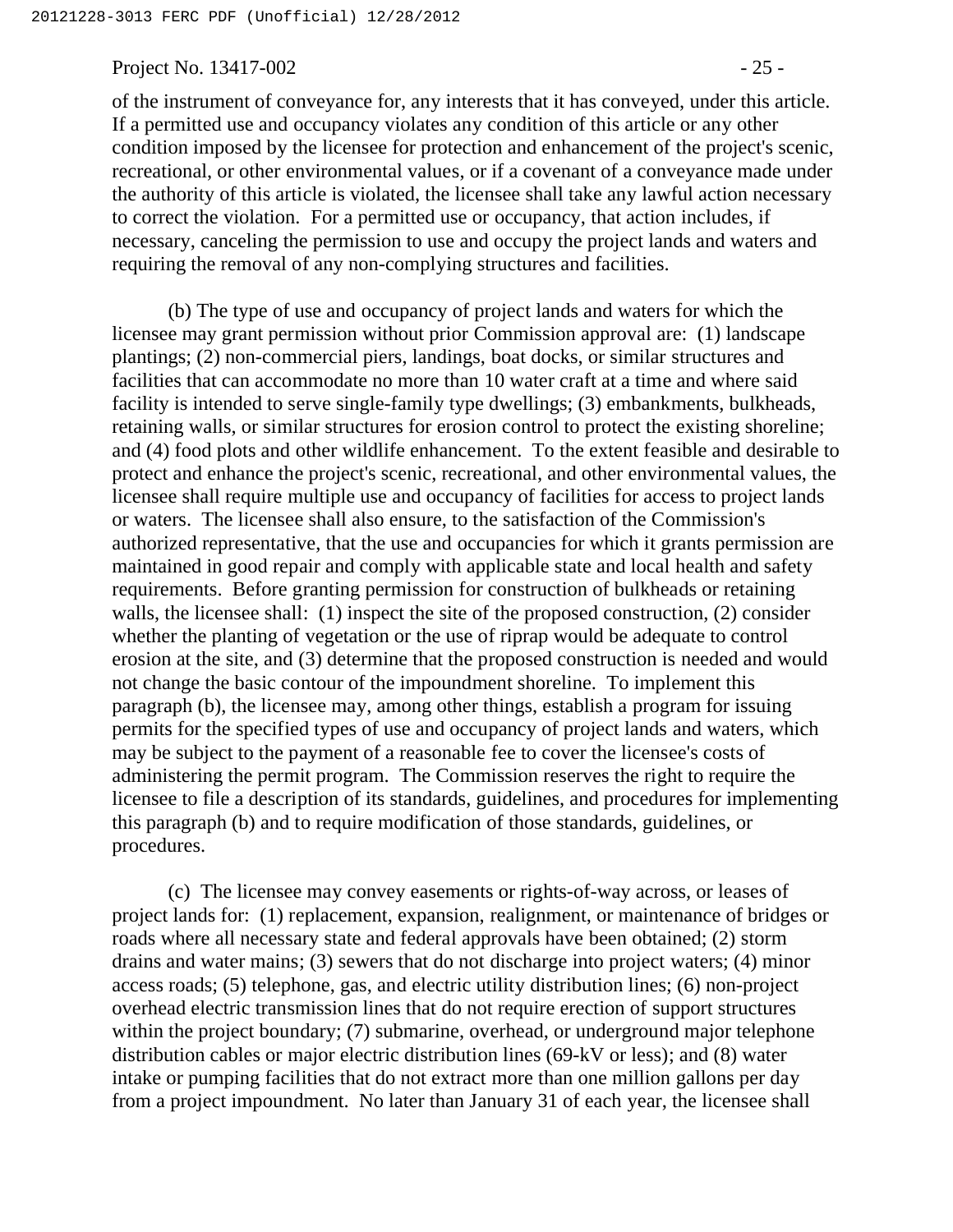of the instrument of conveyance for, any interests that it has conveyed, under this article. If a permitted use and occupancy violates any condition of this article or any other condition imposed by the licensee for protection and enhancement of the project's scenic, recreational, or other environmental values, or if a covenant of a conveyance made under the authority of this article is violated, the licensee shall take any lawful action necessary to correct the violation. For a permitted use or occupancy, that action includes, if necessary, canceling the permission to use and occupy the project lands and waters and requiring the removal of any non-complying structures and facilities.

(b) The type of use and occupancy of project lands and waters for which the licensee may grant permission without prior Commission approval are: (1) landscape plantings; (2) non-commercial piers, landings, boat docks, or similar structures and facilities that can accommodate no more than 10 water craft at a time and where said facility is intended to serve single-family type dwellings; (3) embankments, bulkheads, retaining walls, or similar structures for erosion control to protect the existing shoreline; and (4) food plots and other wildlife enhancement. To the extent feasible and desirable to protect and enhance the project's scenic, recreational, and other environmental values, the licensee shall require multiple use and occupancy of facilities for access to project lands or waters. The licensee shall also ensure, to the satisfaction of the Commission's authorized representative, that the use and occupancies for which it grants permission are maintained in good repair and comply with applicable state and local health and safety requirements. Before granting permission for construction of bulkheads or retaining walls, the licensee shall: (1) inspect the site of the proposed construction, (2) consider whether the planting of vegetation or the use of riprap would be adequate to control erosion at the site, and (3) determine that the proposed construction is needed and would not change the basic contour of the impoundment shoreline. To implement this paragraph (b), the licensee may, among other things, establish a program for issuing permits for the specified types of use and occupancy of project lands and waters, which may be subject to the payment of a reasonable fee to cover the licensee's costs of administering the permit program. The Commission reserves the right to require the licensee to file a description of its standards, guidelines, and procedures for implementing this paragraph (b) and to require modification of those standards, guidelines, or procedures.

(c) The licensee may convey easements or rights-of-way across, or leases of project lands for: (1) replacement, expansion, realignment, or maintenance of bridges or roads where all necessary state and federal approvals have been obtained; (2) storm drains and water mains; (3) sewers that do not discharge into project waters; (4) minor access roads; (5) telephone, gas, and electric utility distribution lines; (6) non-project overhead electric transmission lines that do not require erection of support structures within the project boundary; (7) submarine, overhead, or underground major telephone distribution cables or major electric distribution lines (69-kV or less); and (8) water intake or pumping facilities that do not extract more than one million gallons per day from a project impoundment. No later than January 31 of each year, the licensee shall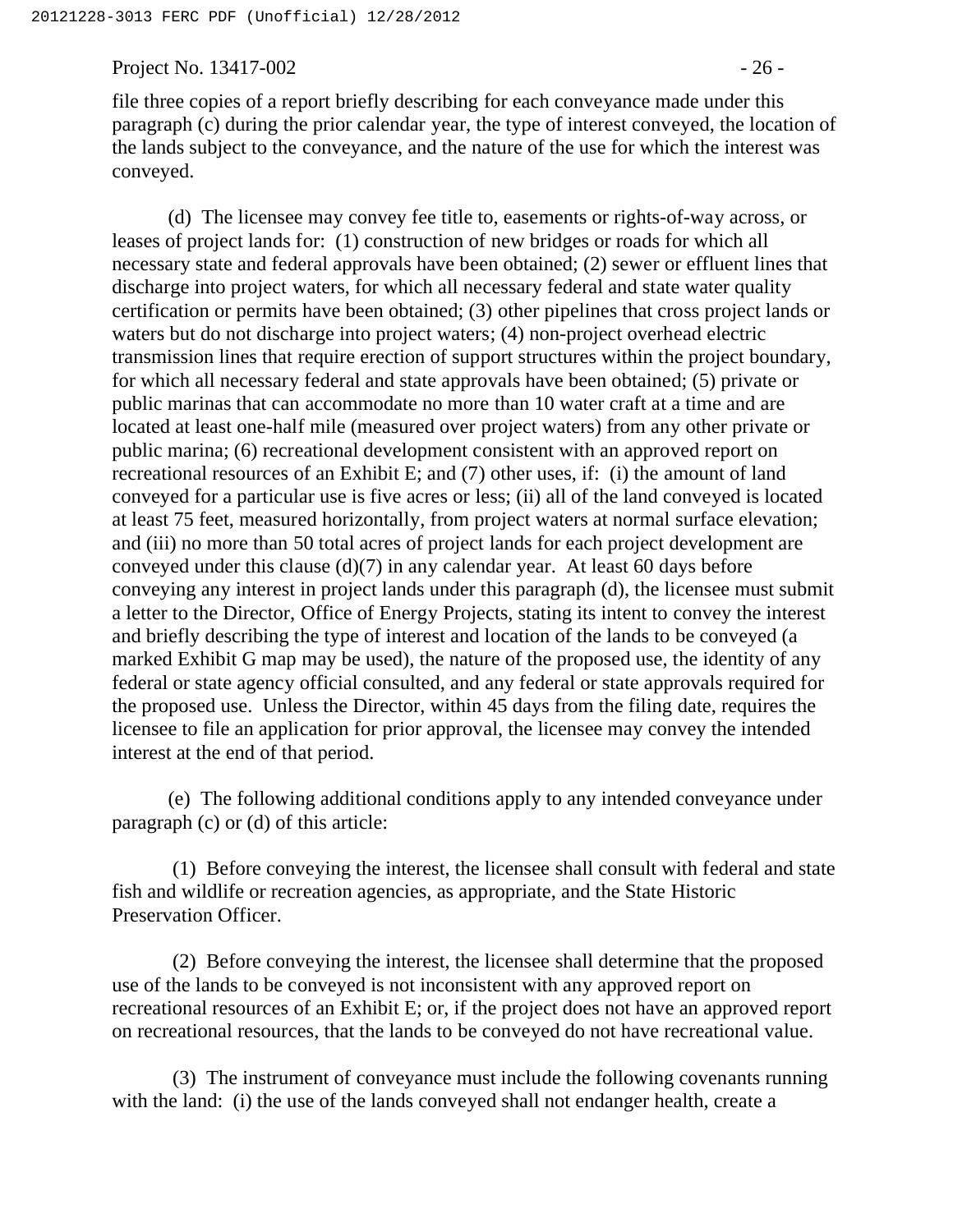file three copies of a report briefly describing for each conveyance made under this paragraph (c) during the prior calendar year, the type of interest conveyed, the location of the lands subject to the conveyance, and the nature of the use for which the interest was conveyed.

(d) The licensee may convey fee title to, easements or rights-of-way across, or leases of project lands for: (1) construction of new bridges or roads for which all necessary state and federal approvals have been obtained; (2) sewer or effluent lines that discharge into project waters, for which all necessary federal and state water quality certification or permits have been obtained; (3) other pipelines that cross project lands or waters but do not discharge into project waters; (4) non-project overhead electric transmission lines that require erection of support structures within the project boundary, for which all necessary federal and state approvals have been obtained; (5) private or public marinas that can accommodate no more than 10 water craft at a time and are located at least one-half mile (measured over project waters) from any other private or public marina; (6) recreational development consistent with an approved report on recreational resources of an Exhibit E; and (7) other uses, if: (i) the amount of land conveyed for a particular use is five acres or less; (ii) all of the land conveyed is located at least 75 feet, measured horizontally, from project waters at normal surface elevation; and (iii) no more than 50 total acres of project lands for each project development are conveyed under this clause (d)(7) in any calendar year. At least 60 days before conveying any interest in project lands under this paragraph (d), the licensee must submit a letter to the Director, Office of Energy Projects, stating its intent to convey the interest and briefly describing the type of interest and location of the lands to be conveyed (a marked Exhibit G map may be used), the nature of the proposed use, the identity of any federal or state agency official consulted, and any federal or state approvals required for the proposed use. Unless the Director, within 45 days from the filing date, requires the licensee to file an application for prior approval, the licensee may convey the intended interest at the end of that period.

(e) The following additional conditions apply to any intended conveyance under paragraph (c) or (d) of this article:

(1) Before conveying the interest, the licensee shall consult with federal and state fish and wildlife or recreation agencies, as appropriate, and the State Historic Preservation Officer.

(2) Before conveying the interest, the licensee shall determine that the proposed use of the lands to be conveyed is not inconsistent with any approved report on recreational resources of an Exhibit E; or, if the project does not have an approved report on recreational resources, that the lands to be conveyed do not have recreational value.

(3) The instrument of conveyance must include the following covenants running with the land: (i) the use of the lands conveyed shall not endanger health, create a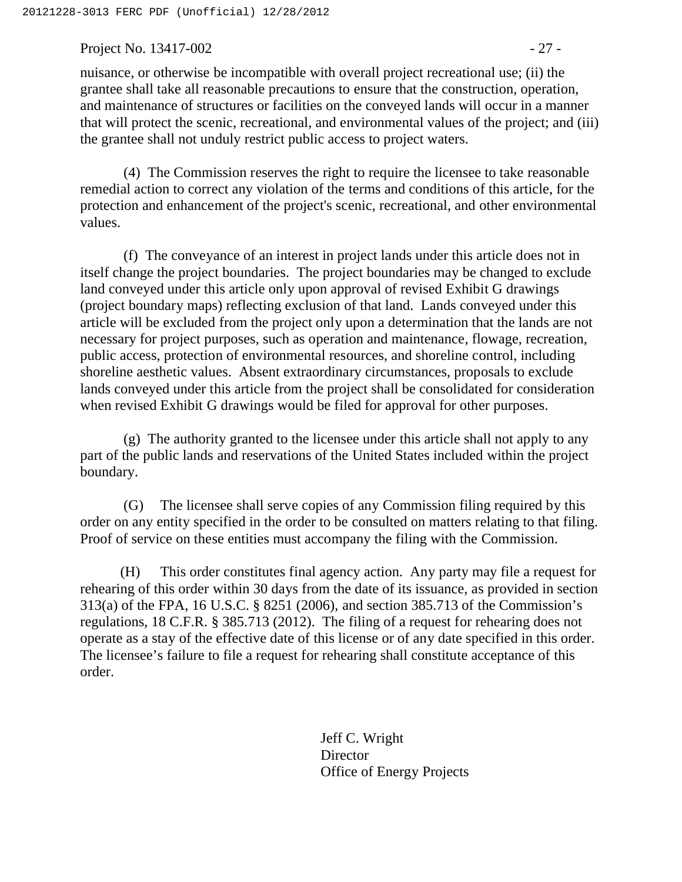nuisance, or otherwise be incompatible with overall project recreational use; (ii) the grantee shall take all reasonable precautions to ensure that the construction, operation, and maintenance of structures or facilities on the conveyed lands will occur in a manner that will protect the scenic, recreational, and environmental values of the project; and (iii) the grantee shall not unduly restrict public access to project waters.

(4) The Commission reserves the right to require the licensee to take reasonable remedial action to correct any violation of the terms and conditions of this article, for the protection and enhancement of the project's scenic, recreational, and other environmental values.

(f) The conveyance of an interest in project lands under this article does not in itself change the project boundaries. The project boundaries may be changed to exclude land conveyed under this article only upon approval of revised Exhibit G drawings (project boundary maps) reflecting exclusion of that land. Lands conveyed under this article will be excluded from the project only upon a determination that the lands are not necessary for project purposes, such as operation and maintenance, flowage, recreation, public access, protection of environmental resources, and shoreline control, including shoreline aesthetic values. Absent extraordinary circumstances, proposals to exclude lands conveyed under this article from the project shall be consolidated for consideration when revised Exhibit G drawings would be filed for approval for other purposes.

(g) The authority granted to the licensee under this article shall not apply to any part of the public lands and reservations of the United States included within the project boundary.

(G) The licensee shall serve copies of any Commission filing required by this order on any entity specified in the order to be consulted on matters relating to that filing. Proof of service on these entities must accompany the filing with the Commission.

(H) This order constitutes final agency action. Any party may file a request for rehearing of this order within 30 days from the date of its issuance, as provided in section 313(a) of the FPA, 16 U.S.C. § 8251 (2006), and section 385.713 of the Commission's regulations, 18 C.F.R. § 385.713 (2012). The filing of a request for rehearing does not operate as a stay of the effective date of this license or of any date specified in this order. The licensee's failure to file a request for rehearing shall constitute acceptance of this order.

Jeff C. Wright
Director
Office of Energy Projects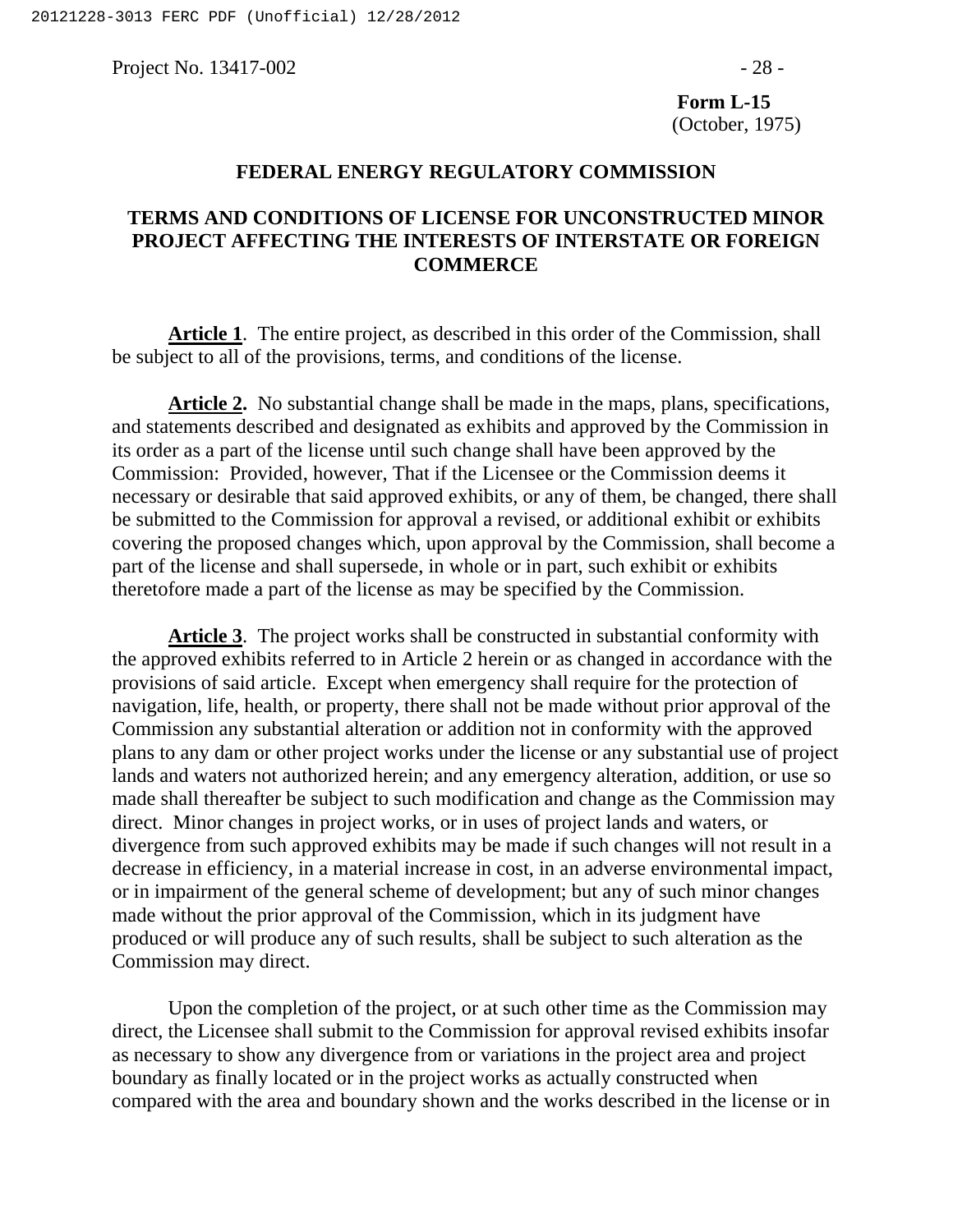**Form L-15**
(October, 1975)

## FEDERAL ENERGY REGULATORY COMMISSION

## TERMS AND CONDITIONS OF LICENSE FOR UNCONSTRUCTED MINOR PROJECT AFFECTING THE INTERESTS OF INTERSTATE OR FOREIGN COMMERCE

**Article 1**. The entire project, as described in this order of the Commission, shall be subject to all of the provisions, terms, and conditions of the license.

**Article 2.** No substantial change shall be made in the maps, plans, specifications, and statements described and designated as exhibits and approved by the Commission in its order as a part of the license until such change shall have been approved by the Commission: Provided, however, That if the Licensee or the Commission deems it necessary or desirable that said approved exhibits, or any of them, be changed, there shall be submitted to the Commission for approval a revised, or additional exhibit or exhibits covering the proposed changes which, upon approval by the Commission, shall become a part of the license and shall supersede, in whole or in part, such exhibit or exhibits theretofore made a part of the license as may be specified by the Commission.

**Article 3**. The project works shall be constructed in substantial conformity with the approved exhibits referred to in Article 2 herein or as changed in accordance with the provisions of said article. Except when emergency shall require for the protection of navigation, life, health, or property, there shall not be made without prior approval of the Commission any substantial alteration or addition not in conformity with the approved plans to any dam or other project works under the license or any substantial use of project lands and waters not authorized herein; and any emergency alteration, addition, or use so made shall thereafter be subject to such modification and change as the Commission may direct. Minor changes in project works, or in uses of project lands and waters, or divergence from such approved exhibits may be made if such changes will not result in a decrease in efficiency, in a material increase in cost, in an adverse environmental impact, or in impairment of the general scheme of development; but any of such minor changes made without the prior approval of the Commission, which in its judgment have produced or will produce any of such results, shall be subject to such alteration as the Commission may direct.

Upon the completion of the project, or at such other time as the Commission may direct, the Licensee shall submit to the Commission for approval revised exhibits insofar as necessary to show any divergence from or variations in the project area and project boundary as finally located or in the project works as actually constructed when compared with the area and boundary shown and the works described in the license or in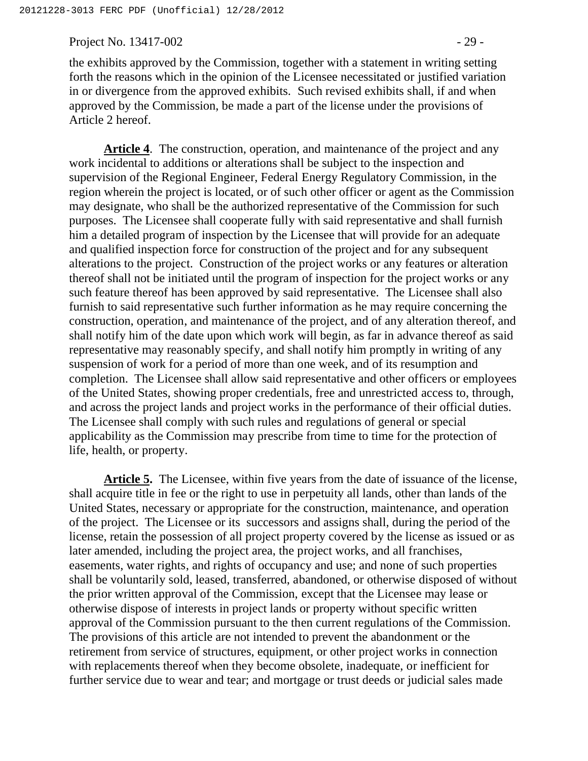the exhibits approved by the Commission, together with a statement in writing setting forth the reasons which in the opinion of the Licensee necessitated or justified variation in or divergence from the approved exhibits. Such revised exhibits shall, if and when approved by the Commission, be made a part of the license under the provisions of Article 2 hereof.

**Article 4**. The construction, operation, and maintenance of the project and any work incidental to additions or alterations shall be subject to the inspection and supervision of the Regional Engineer, Federal Energy Regulatory Commission, in the region wherein the project is located, or of such other officer or agent as the Commission may designate, who shall be the authorized representative of the Commission for such purposes. The Licensee shall cooperate fully with said representative and shall furnish him a detailed program of inspection by the Licensee that will provide for an adequate and qualified inspection force for construction of the project and for any subsequent alterations to the project. Construction of the project works or any features or alteration thereof shall not be initiated until the program of inspection for the project works or any such feature thereof has been approved by said representative. The Licensee shall also furnish to said representative such further information as he may require concerning the construction, operation, and maintenance of the project, and of any alteration thereof, and shall notify him of the date upon which work will begin, as far in advance thereof as said representative may reasonably specify, and shall notify him promptly in writing of any suspension of work for a period of more than one week, and of its resumption and completion. The Licensee shall allow said representative and other officers or employees of the United States, showing proper credentials, free and unrestricted access to, through, and across the project lands and project works in the performance of their official duties. The Licensee shall comply with such rules and regulations of general or special applicability as the Commission may prescribe from time to time for the protection of life, health, or property.

**Article 5.** The Licensee, within five years from the date of issuance of the license, shall acquire title in fee or the right to use in perpetuity all lands, other than lands of the United States, necessary or appropriate for the construction, maintenance, and operation of the project. The Licensee or its successors and assigns shall, during the period of the license, retain the possession of all project property covered by the license as issued or as later amended, including the project area, the project works, and all franchises, easements, water rights, and rights of occupancy and use; and none of such properties shall be voluntarily sold, leased, transferred, abandoned, or otherwise disposed of without the prior written approval of the Commission, except that the Licensee may lease or otherwise dispose of interests in project lands or property without specific written approval of the Commission pursuant to the then current regulations of the Commission. The provisions of this article are not intended to prevent the abandonment or the retirement from service of structures, equipment, or other project works in connection with replacements thereof when they become obsolete, inadequate, or inefficient for further service due to wear and tear; and mortgage or trust deeds or judicial sales made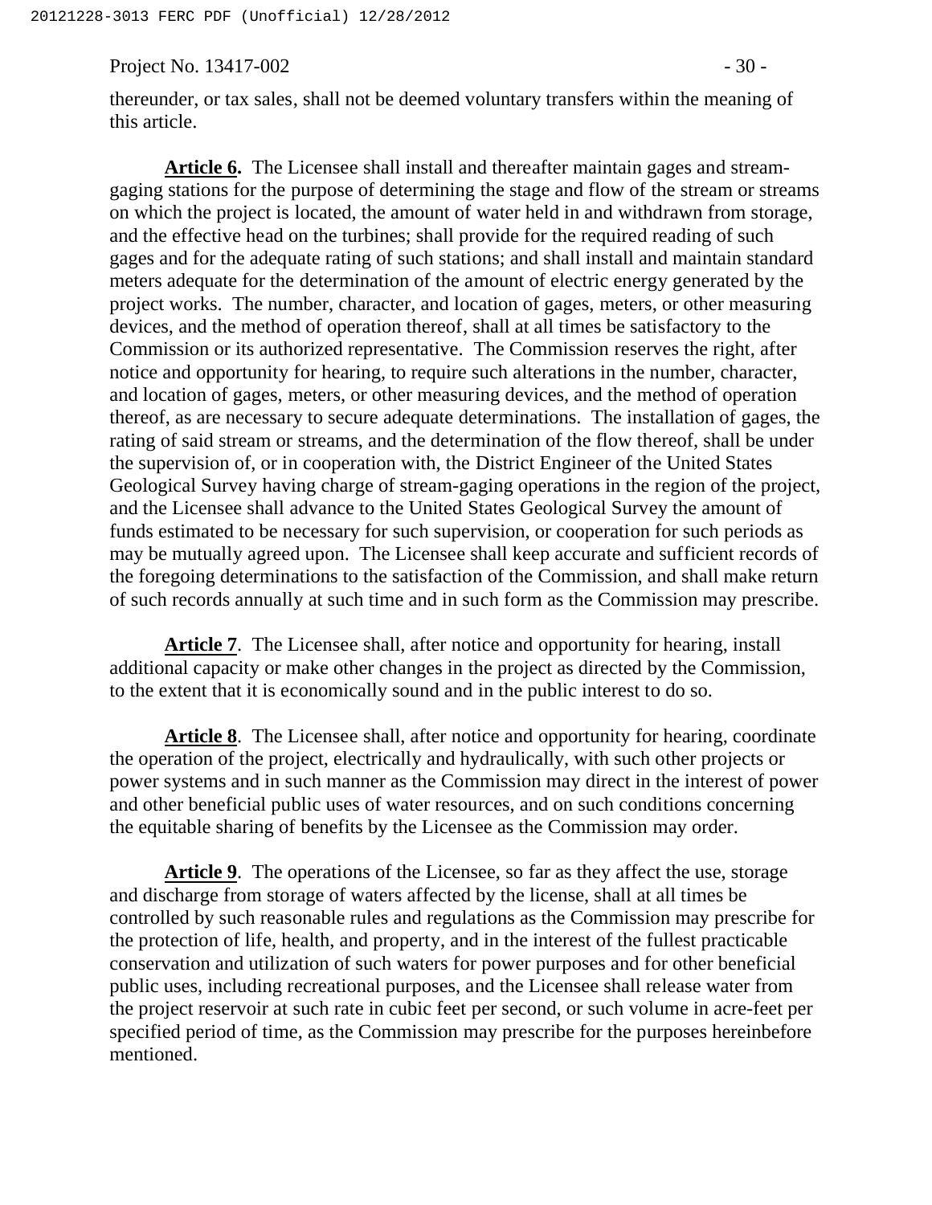thereunder, or tax sales, shall not be deemed voluntary transfers within the meaning of this article.

**Article 6.** The Licensee shall install and thereafter maintain gages and stream-gaging stations for the purpose of determining the stage and flow of the stream or streams on which the project is located, the amount of water held in and withdrawn from storage, and the effective head on the turbines; shall provide for the required reading of such gages and for the adequate rating of such stations; and shall install and maintain standard meters adequate for the determination of the amount of electric energy generated by the project works. The number, character, and location of gages, meters, or other measuring devices, and the method of operation thereof, shall at all times be satisfactory to the Commission or its authorized representative. The Commission reserves the right, after notice and opportunity for hearing, to require such alterations in the number, character, and location of gages, meters, or other measuring devices, and the method of operation thereof, as are necessary to secure adequate determinations. The installation of gages, the rating of said stream or streams, and the determination of the flow thereof, shall be under the supervision of, or in cooperation with, the District Engineer of the United States Geological Survey having charge of stream-gaging operations in the region of the project, and the Licensee shall advance to the United States Geological Survey the amount of funds estimated to be necessary for such supervision, or cooperation for such periods as may be mutually agreed upon. The Licensee shall keep accurate and sufficient records of the foregoing determinations to the satisfaction of the Commission, and shall make return of such records annually at such time and in such form as the Commission may prescribe.

**Article 7**. The Licensee shall, after notice and opportunity for hearing, install additional capacity or make other changes in the project as directed by the Commission, to the extent that it is economically sound and in the public interest to do so.

**Article 8**. The Licensee shall, after notice and opportunity for hearing, coordinate the operation of the project, electrically and hydraulically, with such other projects or power systems and in such manner as the Commission may direct in the interest of power and other beneficial public uses of water resources, and on such conditions concerning the equitable sharing of benefits by the Licensee as the Commission may order.

**Article 9**. The operations of the Licensee, so far as they affect the use, storage and discharge from storage of waters affected by the license, shall at all times be controlled by such reasonable rules and regulations as the Commission may prescribe for the protection of life, health, and property, and in the interest of the fullest practicable conservation and utilization of such waters for power purposes and for other beneficial public uses, including recreational purposes, and the Licensee shall release water from the project reservoir at such rate in cubic feet per second, or such volume in acre-feet per specified period of time, as the Commission may prescribe for the purposes hereinbefore mentioned.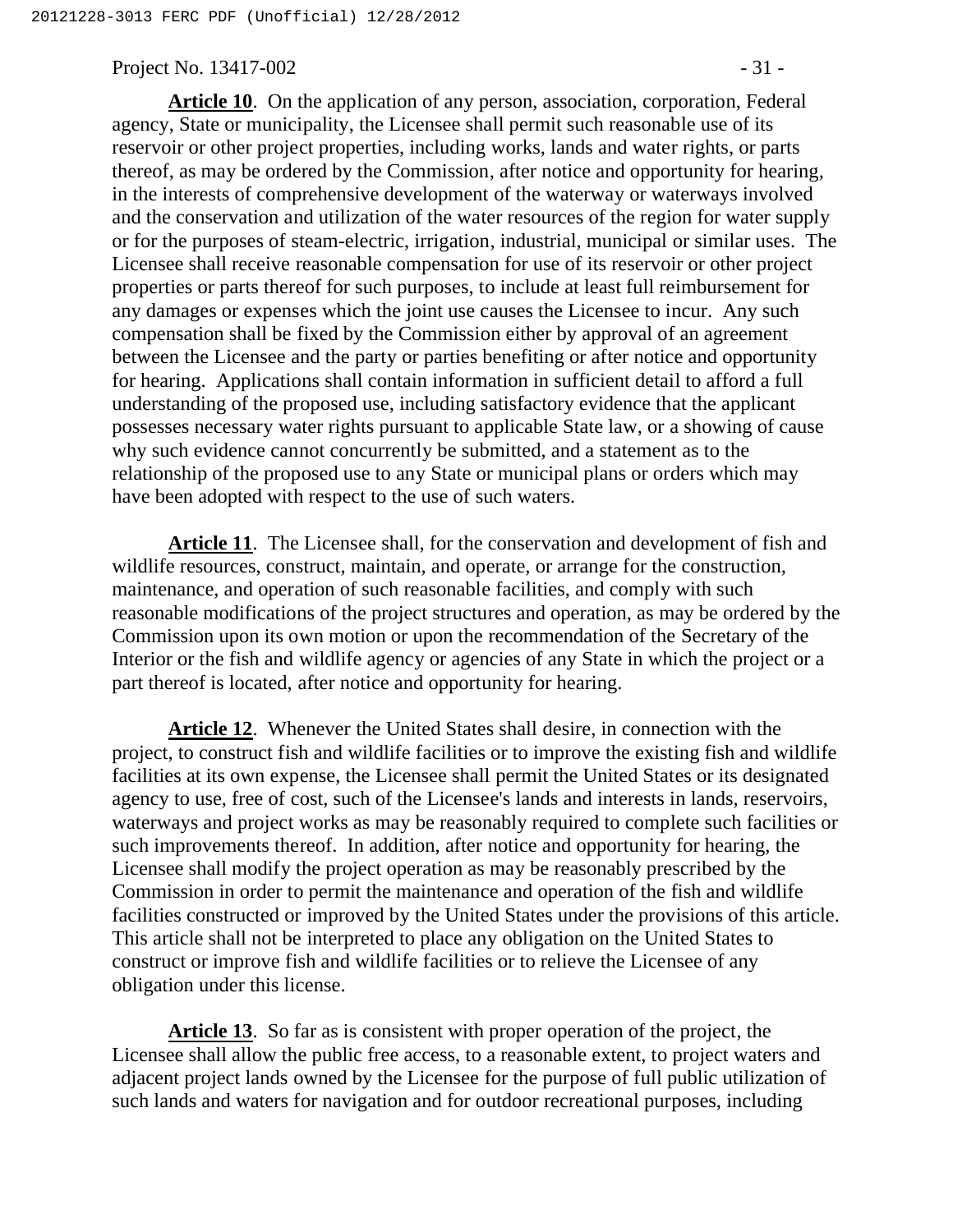**Article 10**. On the application of any person, association, corporation, Federal agency, State or municipality, the Licensee shall permit such reasonable use of its reservoir or other project properties, including works, lands and water rights, or parts thereof, as may be ordered by the Commission, after notice and opportunity for hearing, in the interests of comprehensive development of the waterway or waterways involved and the conservation and utilization of the water resources of the region for water supply or for the purposes of steam-electric, irrigation, industrial, municipal or similar uses. The Licensee shall receive reasonable compensation for use of its reservoir or other project properties or parts thereof for such purposes, to include at least full reimbursement for any damages or expenses which the joint use causes the Licensee to incur. Any such compensation shall be fixed by the Commission either by approval of an agreement between the Licensee and the party or parties benefiting or after notice and opportunity for hearing. Applications shall contain information in sufficient detail to afford a full understanding of the proposed use, including satisfactory evidence that the applicant possesses necessary water rights pursuant to applicable State law, or a showing of cause why such evidence cannot concurrently be submitted, and a statement as to the relationship of the proposed use to any State or municipal plans or orders which may have been adopted with respect to the use of such waters.

**Article 11**. The Licensee shall, for the conservation and development of fish and wildlife resources, construct, maintain, and operate, or arrange for the construction, maintenance, and operation of such reasonable facilities, and comply with such reasonable modifications of the project structures and operation, as may be ordered by the Commission upon its own motion or upon the recommendation of the Secretary of the Interior or the fish and wildlife agency or agencies of any State in which the project or a part thereof is located, after notice and opportunity for hearing.

**Article 12**. Whenever the United States shall desire, in connection with the project, to construct fish and wildlife facilities or to improve the existing fish and wildlife facilities at its own expense, the Licensee shall permit the United States or its designated agency to use, free of cost, such of the Licensee's lands and interests in lands, reservoirs, waterways and project works as may be reasonably required to complete such facilities or such improvements thereof. In addition, after notice and opportunity for hearing, the Licensee shall modify the project operation as may be reasonably prescribed by the Commission in order to permit the maintenance and operation of the fish and wildlife facilities constructed or improved by the United States under the provisions of this article. This article shall not be interpreted to place any obligation on the United States to construct or improve fish and wildlife facilities or to relieve the Licensee of any obligation under this license.

**Article 13**. So far as is consistent with proper operation of the project, the Licensee shall allow the public free access, to a reasonable extent, to project waters and adjacent project lands owned by the Licensee for the purpose of full public utilization of such lands and waters for navigation and for outdoor recreational purposes, including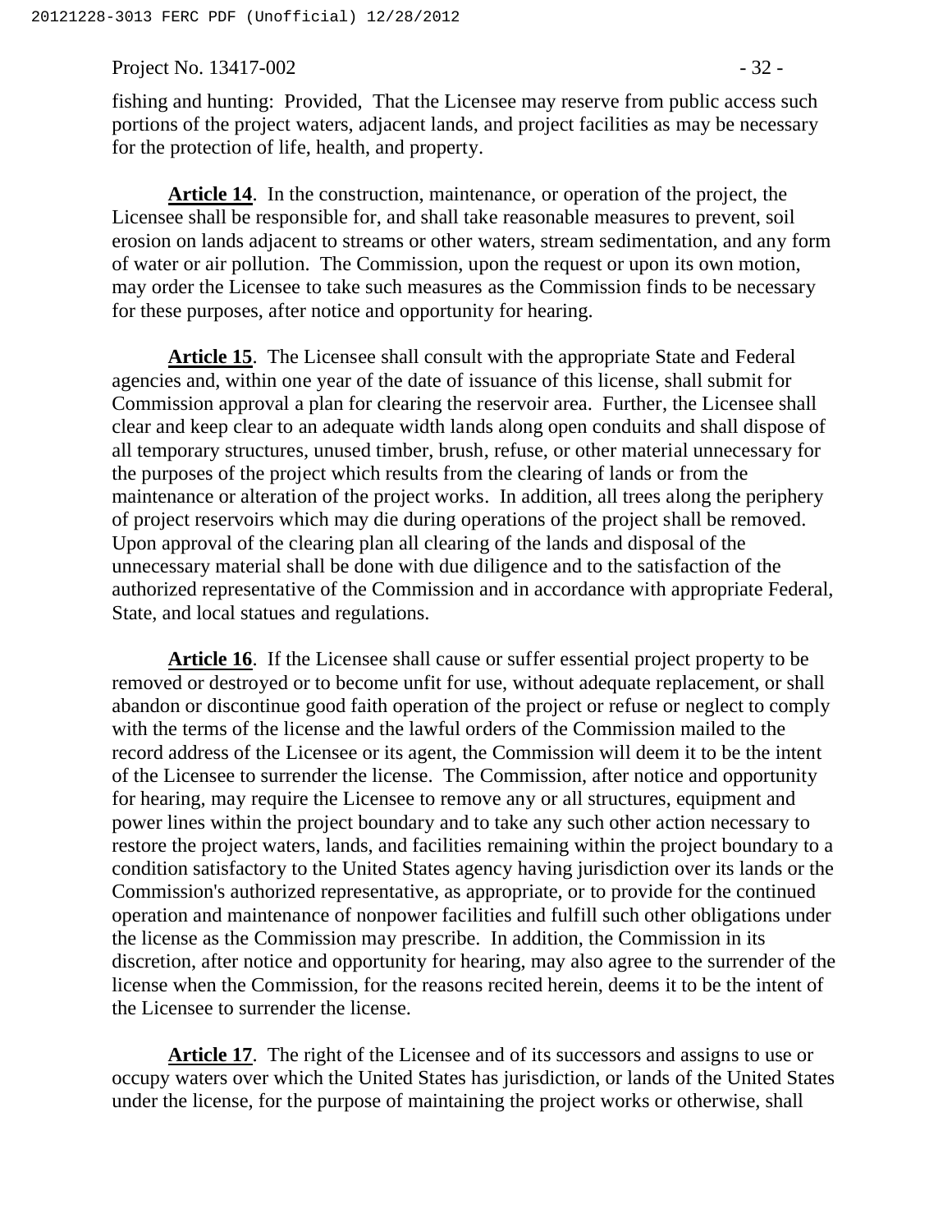fishing and hunting: Provided, That the Licensee may reserve from public access such portions of the project waters, adjacent lands, and project facilities as may be necessary for the protection of life, health, and property.

**Article 14**. In the construction, maintenance, or operation of the project, the Licensee shall be responsible for, and shall take reasonable measures to prevent, soil erosion on lands adjacent to streams or other waters, stream sedimentation, and any form of water or air pollution. The Commission, upon the request or upon its own motion, may order the Licensee to take such measures as the Commission finds to be necessary for these purposes, after notice and opportunity for hearing.

**Article 15**. The Licensee shall consult with the appropriate State and Federal agencies and, within one year of the date of issuance of this license, shall submit for Commission approval a plan for clearing the reservoir area. Further, the Licensee shall clear and keep clear to an adequate width lands along open conduits and shall dispose of all temporary structures, unused timber, brush, refuse, or other material unnecessary for the purposes of the project which results from the clearing of lands or from the maintenance or alteration of the project works. In addition, all trees along the periphery of project reservoirs which may die during operations of the project shall be removed. Upon approval of the clearing plan all clearing of the lands and disposal of the unnecessary material shall be done with due diligence and to the satisfaction of the authorized representative of the Commission and in accordance with appropriate Federal, State, and local statues and regulations.

**Article 16**. If the Licensee shall cause or suffer essential project property to be removed or destroyed or to become unfit for use, without adequate replacement, or shall abandon or discontinue good faith operation of the project or refuse or neglect to comply with the terms of the license and the lawful orders of the Commission mailed to the record address of the Licensee or its agent, the Commission will deem it to be the intent of the Licensee to surrender the license. The Commission, after notice and opportunity for hearing, may require the Licensee to remove any or all structures, equipment and power lines within the project boundary and to take any such other action necessary to restore the project waters, lands, and facilities remaining within the project boundary to a condition satisfactory to the United States agency having jurisdiction over its lands or the Commission's authorized representative, as appropriate, or to provide for the continued operation and maintenance of nonpower facilities and fulfill such other obligations under the license as the Commission may prescribe. In addition, the Commission in its discretion, after notice and opportunity for hearing, may also agree to the surrender of the license when the Commission, for the reasons recited herein, deems it to be the intent of the Licensee to surrender the license.

**Article 17**. The right of the Licensee and of its successors and assigns to use or occupy waters over which the United States has jurisdiction, or lands of the United States under the license, for the purpose of maintaining the project works or otherwise, shall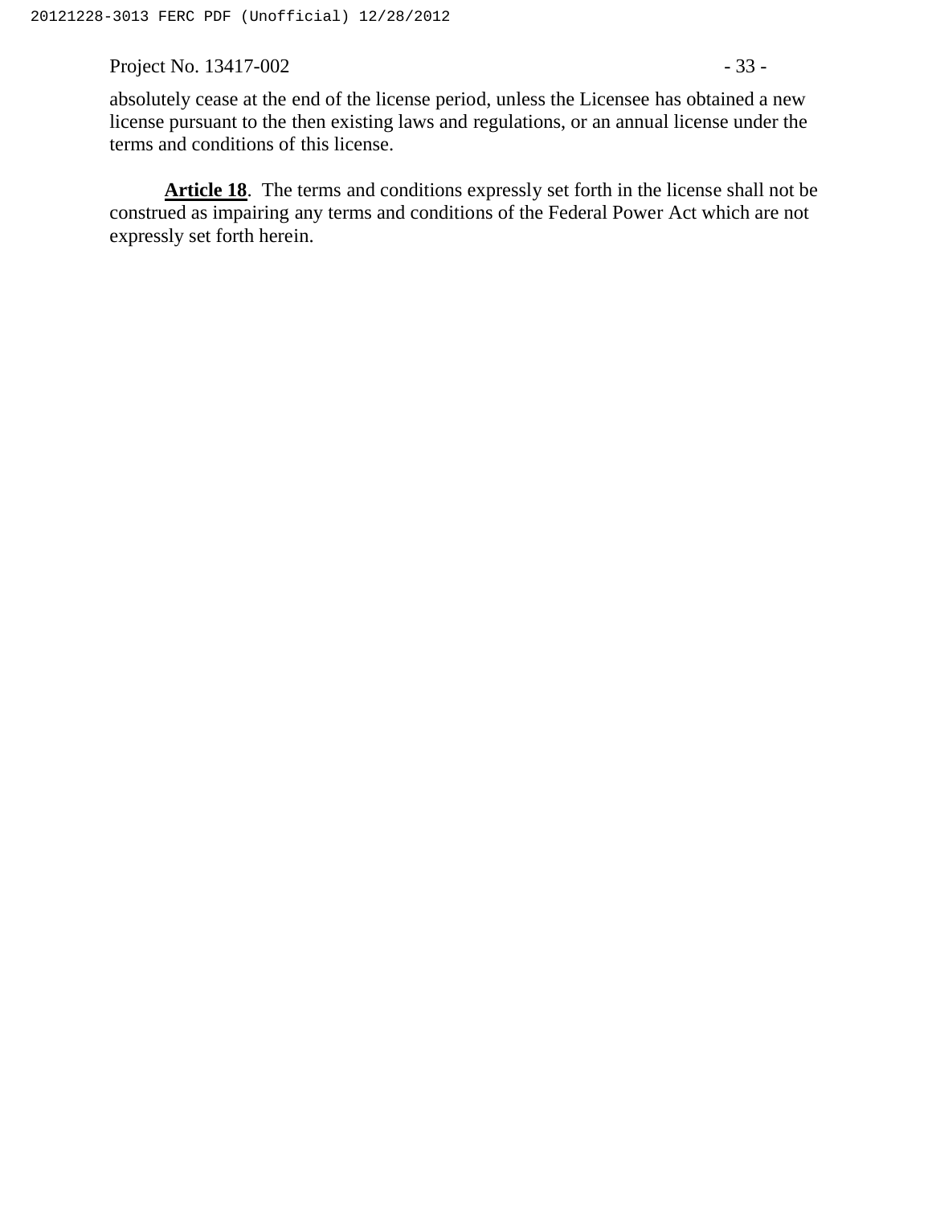absolutely cease at the end of the license period, unless the Licensee has obtained a new license pursuant to the then existing laws and regulations, or an annual license under the terms and conditions of this license.

**Article 18**. The terms and conditions expressly set forth in the license shall not be construed as impairing any terms and conditions of the Federal Power Act which are not expressly set forth herein.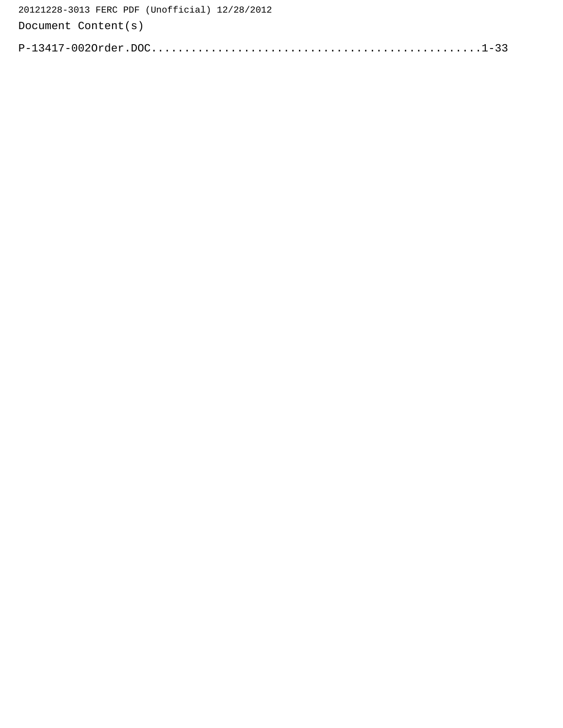Document Content(s)

P-13417-002Order.DOC...............................................1-33